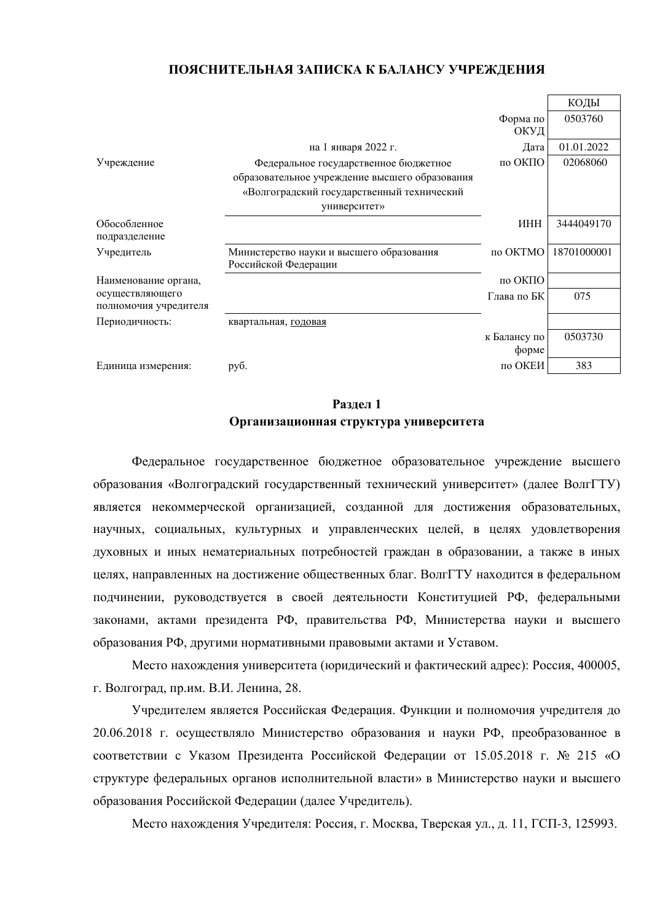# ПОЯСНИТЕЛЬНАЯ ЗАПИСКА К БАЛАНСУ УЧРЕЖДЕНИЯ

| | | | КОДЫ |
|---|---|---|---|
| | | Форма по ОКУД | 0503760 |
| | на 1 января 2022 г. | Дата | 01.01.2022 |
| Учреждение | Федеральное государственное бюджетное образовательное учреждение высшего образования «Волгоградский государственный технический университет» | по ОКПО | 02068060 |
| Обособленное подразделение | | ИНН | 3444049170 |
| Учредитель | Министерство науки и высшего образования Российской Федерации | по ОКТМО | 18701000001 |
| Наименование органа, осуществляющего полномочия учредителя | | по ОКПО | |
| | | Глава по БК | 075 |
| Периодичность: | квартальная, годовая | | |
| | | к Балансу по форме | 0503730 |
| Единица измерения: | руб. | по ОКЕИ | 383 |

## Раздел 1
## Организационная структура университета

Федеральное государственное бюджетное образовательное учреждение высшего образования «Волгоградский государственный технический университет» (далее ВолгГТУ) является некоммерческой организацией, созданной для достижения образовательных, научных, социальных, культурных и управленческих целей, в целях удовлетворения духовных и иных нематериальных потребностей граждан в образовании, а также в иных целях, направленных на достижение общественных благ. ВолгГТУ находится в федеральном подчинении, руководствуется в своей деятельности Конституцией РФ, федеральными законами, актами президента РФ, правительства РФ, Министерства науки и высшего образования РФ, другими нормативными правовыми актами и Уставом.

Место нахождения университета (юридический и фактический адрес): Россия, 400005, г. Волгоград, пр.им. В.И. Ленина, 28.

Учредителем является Российская Федерация. Функции и полномочия учредителя до 20.06.2018 г. осуществляло Министерство образования и науки РФ, преобразованное в соответствии с Указом Президента Российской Федерации от 15.05.2018 г. № 215 «О структуре федеральных органов исполнительной власти» в Министерство науки и высшего образования Российской Федерации (далее Учредитель).

Место нахождения Учредителя: Россия, г. Москва, Тверская ул., д. 11, ГСП-3, 125993.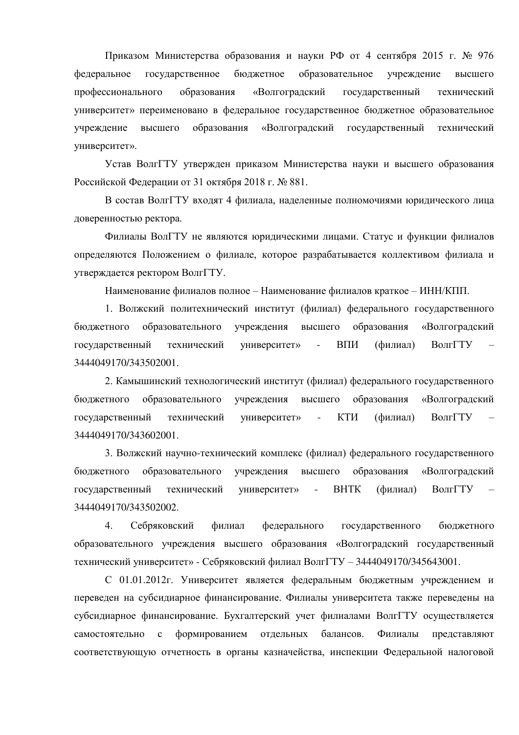Приказом Министерства образования и науки РФ от 4 сентября 2015 г. № 976 федеральное государственное бюджетное образовательное учреждение высшего профессионального образования «Волгоградский государственный технический университет» переименовано в федеральное государственное бюджетное образовательное учреждение высшего образования «Волгоградский государственный технический университет».

Устав ВолгГТУ утвержден приказом Министерства науки и высшего образования Российской Федерации от 31 октября 2018 г. № 881.

В состав ВолгГТУ входят 4 филиала, наделенные полномочиями юридического лица доверенностью ректора.

Филиалы ВолГТУ не являются юридическими лицами. Статус и функции филиалов определяются Положением о филиале, которое разрабатывается коллективом филиала и утверждается ректором ВолгГТУ.

Наименование филиалов полное – Наименование филиалов краткое – ИНН/КПП.

1. Волжский политехнический институт (филиал) федерального государственного бюджетного образовательного учреждения высшего образования «Волгоградский государственный технический университет» - ВПИ (филиал) ВолгГТУ – 3444049170/343502001.

2. Камышинский технологический институт (филиал) федерального государственного бюджетного образовательного учреждения высшего образования «Волгоградский государственный технический университет» - КТИ (филиал) ВолгГТУ – 3444049170/343602001.

3. Волжский научно-технический комплекс (филиал) федерального государственного бюджетного образовательного учреждения высшего образования «Волгоградский государственный технический университет» - ВНТК (филиал) ВолгГТУ – 3444049170/343502002.

4. Себряковский филиал федерального государственного бюджетного образовательного учреждения высшего образования «Волгоградский государственный технический университет» - Себряковский филиал ВолгГТУ – 3444049170/345643001.

С 01.01.2012г. Университет является федеральным бюджетным учреждением и переведен на субсидиарное финансирование. Филиалы университета также переведены на субсидиарное финансирование. Бухгалтерский учет филиалами ВолгГТУ осуществляется самостоятельно с формированием отдельных балансов. Филиалы представляют соответствующую отчетность в органы казначейства, инспекции Федеральной налоговой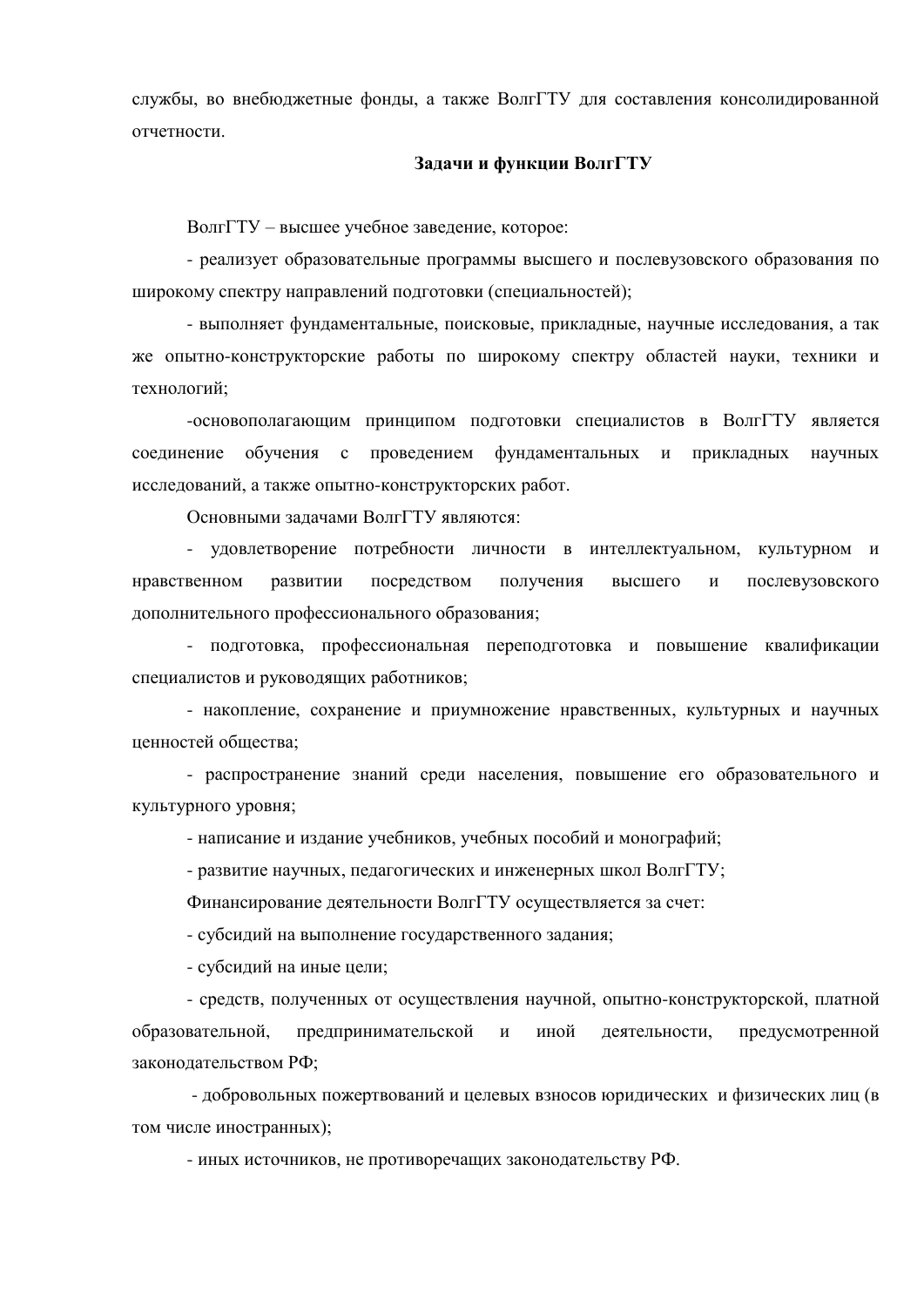службы, во внебюджетные фонды, а также ВолгГТУ для составления консолидированной отчетности.

**Задачи и функции ВолгГТУ**

ВолгГТУ – высшее учебное заведение, которое:

- реализует образовательные программы высшего и послевузовского образования по широкому спектру направлений подготовки (специальностей);

- выполняет фундаментальные, поисковые, прикладные, научные исследования, а так же опытно-конструкторские работы по широкому спектру областей науки, техники и технологий;

-основополагающим принципом подготовки специалистов в ВолгГТУ является соединение обучения с проведением фундаментальных и прикладных научных исследований, а также опытно-конструкторских работ.

Основными задачами ВолгГТУ являются:

- удовлетворение потребности личности в интеллектуальном, культурном и нравственном развитии посредством получения высшего и послевузовского дополнительного профессионального образования;

- подготовка, профессиональная переподготовка и повышение квалификации специалистов и руководящих работников;

- накопление, сохранение и приумножение нравственных, культурных и научных ценностей общества;

- распространение знаний среди населения, повышение его образовательного и культурного уровня;

- написание и издание учебников, учебных пособий и монографий;

- развитие научных, педагогических и инженерных школ ВолгГТУ;

Финансирование деятельности ВолгГТУ осуществляется за счет:

- субсидий на выполнение государственного задания;

- субсидий на иные цели;

- средств, полученных от осуществления научной, опытно-конструкторской, платной образовательной, предпринимательской и иной деятельности, предусмотренной законодательством РФ;

- добровольных пожертвований и целевых взносов юридических и физических лиц (в том числе иностранных);

- иных источников, не противоречащих законодательству РФ.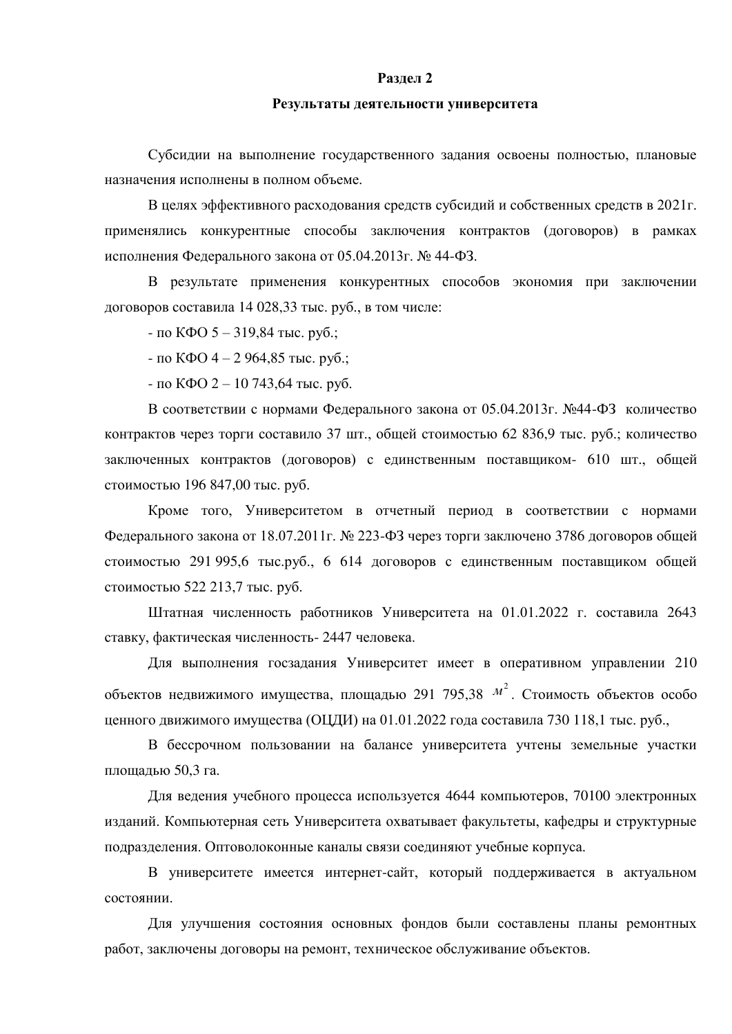## Раздел 2

## Результаты деятельности университета

Субсидии на выполнение государственного задания освоены полностью, плановые назначения исполнены в полном объеме.

В целях эффективного расходования средств субсидий и собственных средств в 2021г. применялись конкурентные способы заключения контрактов (договоров) в рамках исполнения Федерального закона от 05.04.2013г. № 44-ФЗ.

В результате применения конкурентных способов экономия при заключении договоров составила 14 028,33 тыс. руб., в том числе:

- по КФО 5 – 319,84 тыс. руб.;
- по КФО 4 – 2 964,85 тыс. руб.;
- по КФО 2 – 10 743,64 тыс. руб.

В соответствии с нормами Федерального закона от 05.04.2013г. №44-ФЗ количество контрактов через торги составило 37 шт., общей стоимостью 62 836,9 тыс. руб.; количество заключенных контрактов (договоров) с единственным поставщиком- 610 шт., общей стоимостью 196 847,00 тыс. руб.

Кроме того, Университетом в отчетный период в соответствии с нормами Федерального закона от 18.07.2011г. № 223-ФЗ через торги заключено 3786 договоров общей стоимостью 291 995,6 тыс.руб., 6 614 договоров с единственным поставщиком общей стоимостью 522 213,7 тыс. руб.

Штатная численность работников Университета на 01.01.2022 г. составила 2643 ставку, фактическая численность- 2447 человека.

Для выполнения госзадания Университет имеет в оперативном управлении 210 объектов недвижимого имущества, площадью 291 795,38 $м^2$. Стоимость объектов особо ценного движимого имущества (ОЦДИ) на 01.01.2022 года составила 730 118,1 тыс. руб.,

В бессрочном пользовании на балансе университета учтены земельные участки площадью 50,3 га.

Для ведения учебного процесса используется 4644 компьютеров, 70100 электронных изданий. Компьютерная сеть Университета охватывает факультеты, кафедры и структурные подразделения. Оптоволоконные каналы связи соединяют учебные корпуса.

В университете имеется интернет-сайт, который поддерживается в актуальном состоянии.

Для улучшения состояния основных фондов были составлены планы ремонтных работ, заключены договоры на ремонт, техническое обслуживание объектов.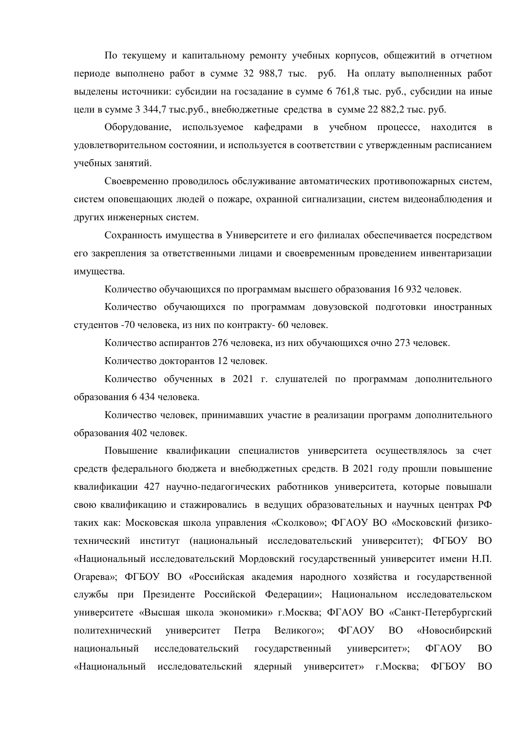По текущему и капитальному ремонту учебных корпусов, общежитий в отчетном периоде выполнено работ в сумме 32 988,7 тыс. руб. На оплату выполненных работ выделены источники: субсидии на госзадание в сумме 6 761,8 тыс. руб., субсидии на иные цели в сумме 3 344,7 тыс.руб., внебюджетные средства в сумме 22 882,2 тыс. руб.

Оборудование, используемое кафедрами в учебном процессе, находится в удовлетворительном состоянии, и используется в соответствии с утвержденным расписанием учебных занятий.

Своевременно проводилось обслуживание автоматических противопожарных систем, систем оповещающих людей о пожаре, охранной сигнализации, систем видеонаблюдения и других инженерных систем.

Сохранность имущества в Университете и его филиалах обеспечивается посредством его закрепления за ответственными лицами и своевременным проведением инвентаризации имущества.

Количество обучающихся по программам высшего образования 16 932 человек.

Количество обучающихся по программам довузовской подготовки иностранных студентов -70 человека, из них по контракту- 60 человек.

Количество аспирантов 276 человека, из них обучающихся очно 273 человек.

Количество докторантов 12 человек.

Количество обученных в 2021 г. слушателей по программам дополнительного образования 6 434 человека.

Количество человек, принимавших участие в реализации программ дополнительного образования 402 человек.

Повышение квалификации специалистов университета осуществлялось за счет средств федерального бюджета и внебюджетных средств. В 2021 году прошли повышение квалификации 427 научно-педагогических работников университета, которые повышали свою квалификацию и стажировались в ведущих образовательных и научных центрах РФ таких как: Московская школа управления «Сколково»; ФГАОУ ВО «Московский физико-технический институт (национальный исследовательский университет); ФГБОУ ВО «Национальный исследовательский Мордовский государственный университет имени Н.П. Огарева»; ФГБОУ ВО «Российская академия народного хозяйства и государственной службы при Президенте Российской Федерации»; Национальном исследовательском университете «Высшая школа экономики» г.Москва; ФГАОУ ВО «Санкт-Петербургский политехнический университет Петра Великого»; ФГАОУ ВО «Новосибирский национальный исследовательский государственный университет»; ФГАОУ ВО «Национальный исследовательский ядерный университет» г.Москва; ФГБОУ ВО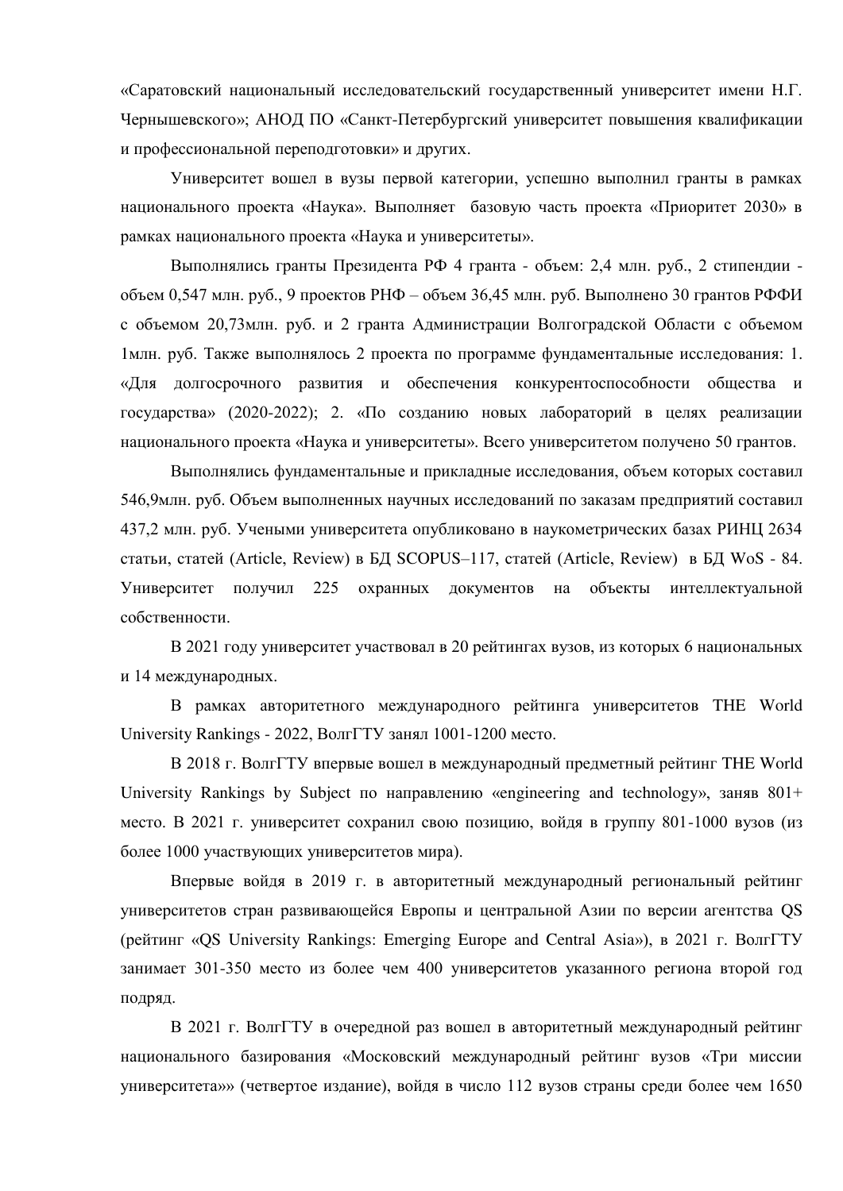«Саратовский национальный исследовательский государственный университет имени Н.Г. Чернышевского»; АНОД ПО «Санкт-Петербургский университет повышения квалификации и профессиональной переподготовки» и других.

Университет вошел в вузы первой категории, успешно выполнил гранты в рамках национального проекта «Наука». Выполняет базовую часть проекта «Приоритет 2030» в рамках национального проекта «Наука и университеты».

Выполнялись гранты Президента РФ 4 гранта - объем: 2,4 млн. руб., 2 стипендии - объем 0,547 млн. руб., 9 проектов РНФ – объем 36,45 млн. руб. Выполнено 30 грантов РФФИ с объемом 20,73млн. руб. и 2 гранта Администрации Волгоградской Области с объемом 1млн. руб. Также выполнялось 2 проекта по программе фундаментальные исследования: 1. «Для долгосрочного развития и обеспечения конкурентоспособности общества и государства» (2020-2022); 2. «По созданию новых лабораторий в целях реализации национального проекта «Наука и университеты». Всего университетом получено 50 грантов.

Выполнялись фундаментальные и прикладные исследования, объем которых составил 546,9млн. руб. Объем выполненных научных исследований по заказам предприятий составил 437,2 млн. руб. Учеными университета опубликовано в наукометрических базах РИНЦ 2634 статьи, статей (Article, Review) в БД SCOPUS–117, статей (Article, Review) в БД WoS - 84. Университет получил 225 охранных документов на объекты интеллектуальной собственности.

В 2021 году университет участвовал в 20 рейтингах вузов, из которых 6 национальных и 14 международных.

В рамках авторитетного международного рейтинга университетов THE World University Rankings - 2022, ВолгГТУ занял 1001-1200 место.

В 2018 г. ВолгГТУ впервые вошел в международный предметный рейтинг THE World University Rankings by Subject по направлению «engineering and technology», заняв 801+ место. В 2021 г. университет сохранил свою позицию, войдя в группу 801-1000 вузов (из более 1000 участвующих университетов мира).

Впервые войдя в 2019 г. в авторитетный международный региональный рейтинг университетов стран развивающейся Европы и центральной Азии по версии агентства QS (рейтинг «QS University Rankings: Emerging Europe and Central Asia»), в 2021 г. ВолгГТУ занимает 301-350 место из более чем 400 университетов указанного региона второй год подряд.

В 2021 г. ВолгГТУ в очередной раз вошел в авторитетный международный рейтинг национального базирования «Московский международный рейтинг вузов «Три миссии университета»» (четвертое издание), войдя в число 112 вузов страны среди более чем 1650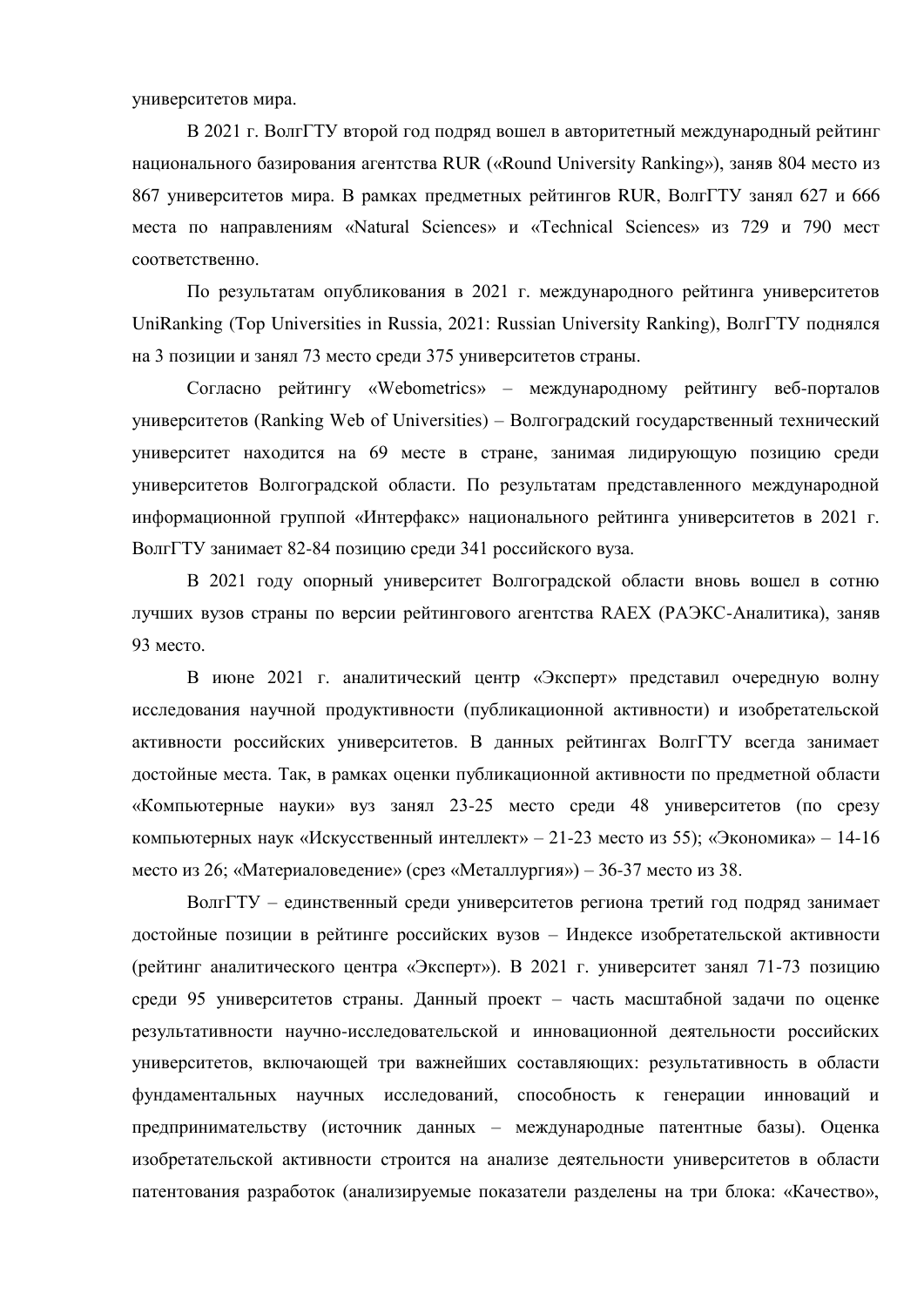университетов мира.

В 2021 г. ВолгГТУ второй год подряд вошел в авторитетный международный рейтинг национального базирования агентства RUR («Round University Ranking»), заняв 804 место из 867 университетов мира. В рамках предметных рейтингов RUR, ВолгГТУ занял 627 и 666 места по направлениям «Natural Sciences» и «Technical Sciences» из 729 и 790 мест соответственно.

По результатам опубликования в 2021 г. международного рейтинга университетов UniRanking (Top Universities in Russia, 2021: Russian University Ranking), ВолгГТУ поднялся на 3 позиции и занял 73 место среди 375 университетов страны.

Согласно рейтингу «Webometrics» – международному рейтингу веб-порталов университетов (Ranking Web of Universities) – Волгоградский государственный технический университет находится на 69 месте в стране, занимая лидирующую позицию среди университетов Волгоградской области. По результатам представленного международной информационной группой «Интерфакс» национального рейтинга университетов в 2021 г. ВолгГТУ занимает 82-84 позицию среди 341 российского вуза.

В 2021 году опорный университет Волгоградской области вновь вошел в сотню лучших вузов страны по версии рейтингового агентства RAEX (РАЭКС-Аналитика), заняв 93 место.

В июне 2021 г. аналитический центр «Эксперт» представил очередную волну исследования научной продуктивности (публикационной активности) и изобретательской активности российских университетов. В данных рейтингах ВолгГТУ всегда занимает достойные места. Так, в рамках оценки публикационной активности по предметной области «Компьютерные науки» вуз занял 23-25 место среди 48 университетов (по срезу компьютерных наук «Искусственный интеллект» – 21-23 место из 55); «Экономика» – 14-16 место из 26; «Материаловедение» (срез «Металлургия») – 36-37 место из 38.

ВолгГТУ – единственный среди университетов региона третий год подряд занимает достойные позиции в рейтинге российских вузов – Индексе изобретательской активности (рейтинг аналитического центра «Эксперт»). В 2021 г. университет занял 71-73 позицию среди 95 университетов страны. Данный проект – часть масштабной задачи по оценке результативности научно-исследовательской и инновационной деятельности российских университетов, включающей три важнейших составляющих: результативность в области фундаментальных научных исследований, способность к генерации инноваций и предпринимательству (источник данных – международные патентные базы). Оценка изобретательской активности строится на анализе деятельности университетов в области патентования разработок (анализируемые показатели разделены на три блока: «Качество»,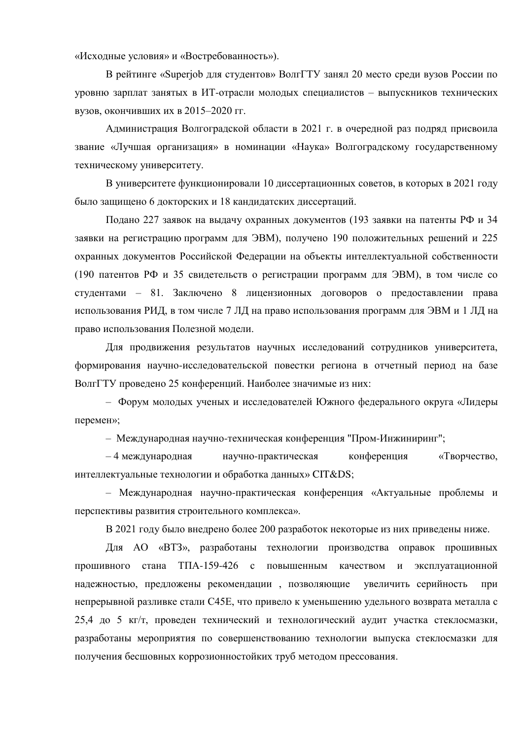«Исходные условия» и «Востребованность»).

В рейтинге «Superjob для студентов» ВолгГТУ занял 20 место среди вузов России по уровню зарплат занятых в ИТ-отрасли молодых специалистов – выпускников технических вузов, окончивших их в 2015–2020 гг.

Администрация Волгоградской области в 2021 г. в очередной раз подряд присвоила звание «Лучшая организация» в номинации «Наука» Волгоградскому государственному техническому университету.

В университете функционировали 10 диссертационных советов, в которых в 2021 году было защищено 6 докторских и 18 кандидатских диссертаций.

Подано 227 заявок на выдачу охранных документов (193 заявки на патенты РФ и 34 заявки на регистрацию программ для ЭВМ), получено 190 положительных решений и 225 охранных документов Российской Федерации на объекты интеллектуальной собственности (190 патентов РФ и 35 свидетельств о регистрации программ для ЭВМ), в том числе со студентами – 81. Заключено 8 лицензионных договоров о предоставлении права использования РИД, в том числе 7 ЛД на право использования программ для ЭВМ и 1 ЛД на право использования Полезной модели.

Для продвижения результатов научных исследований сотрудников университета, формирования научно-исследовательской повестки региона в отчетный период на базе ВолгГТУ проведено 25 конференций. Наиболее значимые из них:

– Форум молодых ученых и исследователей Южного федерального округа «Лидеры перемен»;

– Международная научно-техническая конференция "Пром-Инжиниринг";

– 4 международная научно-практическая конференция «Творчество, интеллектуальные технологии и обработка данных» CIT&DS;

– Международная научно-практическая конференция «Актуальные проблемы и перспективы развития строительного комплекса».

В 2021 году было внедрено более 200 разработок некоторые из них приведены ниже.

Для АО «ВТЗ», разработаны технологии производства оправок прошивных прошивного стана ТПА-159-426 с повышенным качеством и эксплуатационной надежностью, предложены рекомендации , позволяющие увеличить серийность при непрерывной разливке стали С45Е, что привело к уменьшению удельного возврата металла с 25,4 до 5 кг/т, проведен технический и технологический аудит участка стеклосмазки, разработаны мероприятия по совершенствованию технологии выпуска стеклосмазки для получения бесшовных коррозионностойких труб методом прессования.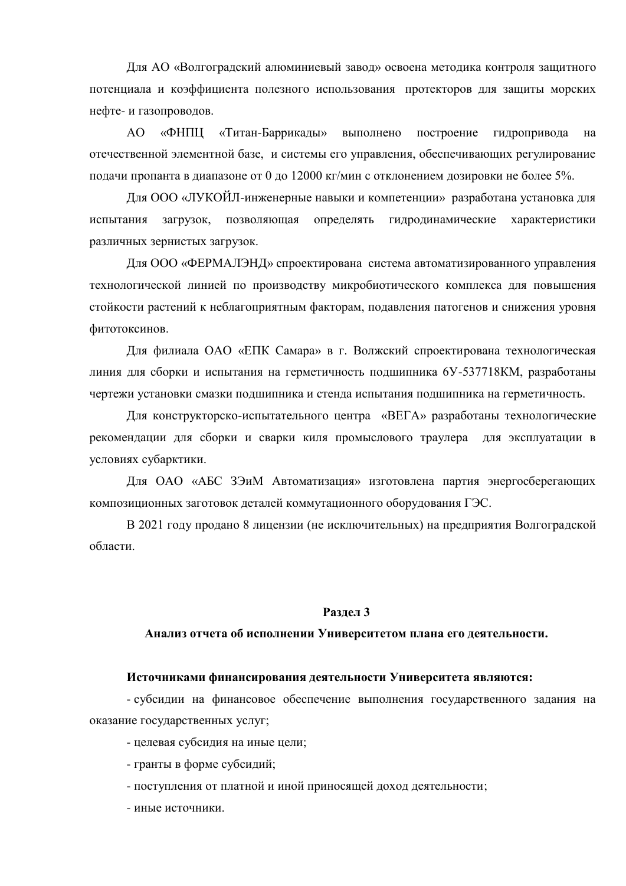Для АО «Волгоградский алюминиевый завод» освоена методика контроля защитного потенциала и коэффициента полезного использования протекторов для защиты морских нефте- и газопроводов.

АО «ФНПЦ «Титан-Баррикады» выполнено построение гидропривода на отечественной элементной базе, и системы его управления, обеспечивающих регулирование подачи пропанта в диапазоне от 0 до 12000 кг/мин с отклонением дозировки не более 5%.

Для ООО «ЛУКОЙЛ-инженерные навыки и компетенции» разработана установка для испытания загрузок, позволяющая определять гидродинамические характеристики различных зернистых загрузок.

Для ООО «ФЕРМАЛЭНД» спроектирована система автоматизированного управления технологической линией по производству микробиотического комплекса для повышения стойкости растений к неблагоприятным факторам, подавления патогенов и снижения уровня фитотоксинов.

Для филиала ОАО «ЕПК Самара» в г. Волжский спроектирована технологическая линия для сборки и испытания на герметичность подшипника 6У-537718КМ, разработаны чертежи установки смазки подшипника и стенда испытания подшипника на герметичность.

Для конструкторско-испытательного центра «ВЕГА» разработаны технологические рекомендации для сборки и сварки киля промыслового траулера для эксплуатации в условиях субарктики.

Для ОАО «АБС ЗЭиМ Автоматизация» изготовлена партия энергосберегающих композиционных заготовок деталей коммутационного оборудования ГЭС.

В 2021 году продано 8 лицензии (не исключительных) на предприятия Волгоградской области.

## Раздел 3

## Анализ отчета об исполнении Университетом плана его деятельности.

**Источниками финансирования деятельности Университета являются:**

- субсидии на финансовое обеспечение выполнения государственного задания на оказание государственных услуг;
- целевая субсидия на иные цели;
- гранты в форме субсидий;
- поступления от платной и иной приносящей доход деятельности;
- иные источники.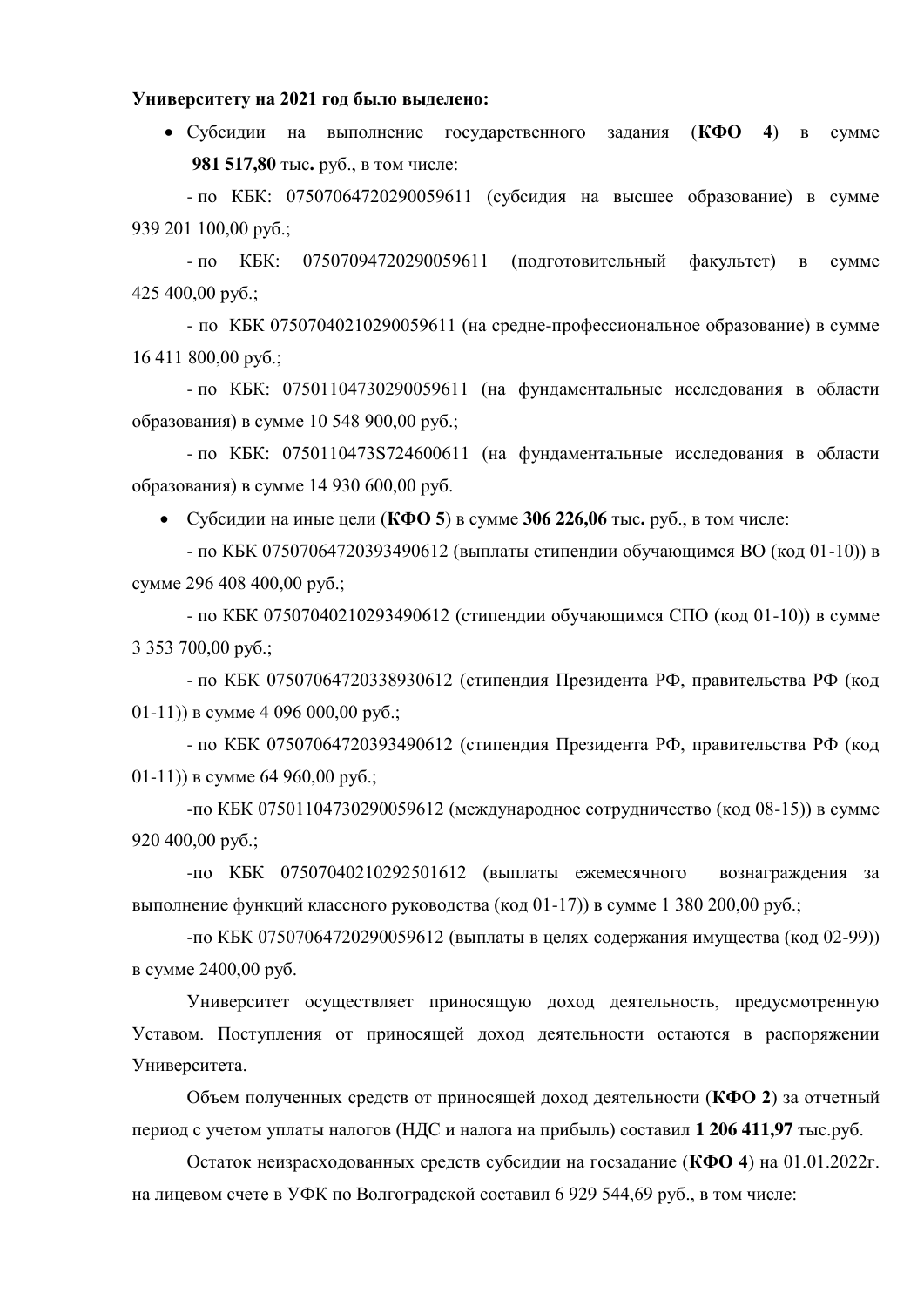**Университету на 2021 год было выделено:**

- Субсидии на выполнение государственного задания (**КФО 4**) в сумме **981 517,80** тыс**.** руб., в том числе:

  - по КБК: 07507064720290059611 (субсидия на высшее образование) в сумме 939 201 100,00 руб.;

  - по КБК: 07507094720290059611 (подготовительный факультет) в сумме 425 400,00 руб.;

  - по КБК 07507040210290059611 (на средне-профессиональное образование) в сумме 16 411 800,00 руб.;

  - по КБК: 07501104730290059611 (на фундаментальные исследования в области образования) в сумме 10 548 900,00 руб.;

  - по КБК: 0750110473S724600611 (на фундаментальные исследования в области образования) в сумме 14 930 600,00 руб.

- Субсидии на иные цели (**КФО 5**) в сумме **306 226,06** тыс**.** руб., в том числе:

  - по КБК 07507064720393490612 (выплаты стипендии обучающимся ВО (код 01-10)) в сумме 296 408 400,00 руб.;

  - по КБК 07507040210293490612 (стипендии обучающимся СПО (код 01-10)) в сумме 3 353 700,00 руб.;

  - по КБК 07507064720338930612 (стипендия Президента РФ, правительства РФ (код 01-11)) в сумме 4 096 000,00 руб.;

  - по КБК 07507064720393490612 (стипендия Президента РФ, правительства РФ (код 01-11)) в сумме 64 960,00 руб.;

  -по КБК 07501104730290059612 (международное сотрудничество (код 08-15)) в сумме 920 400,00 руб.;

  -по КБК 07507040210292501612 (выплаты ежемесячного вознаграждения за выполнение функций классного руководства (код 01-17)) в сумме 1 380 200,00 руб.;

  -по КБК 07507064720290059612 (выплаты в целях содержания имущества (код 02-99)) в сумме 2400,00 руб.

Университет осуществляет приносящую доход деятельность, предусмотренную Уставом. Поступления от приносящей доход деятельности остаются в распоряжении Университета.

Объем полученных средств от приносящей доход деятельности (**КФО 2**) за отчетный период с учетом уплаты налогов (НДС и налога на прибыль) составил **1 206 411,97** тыс.руб.

Остаток неизрасходованных средств субсидии на госзадание (**КФО 4**) на 01.01.2022г. на лицевом счете в УФК по Волгоградской составил 6 929 544,69 руб., в том числе: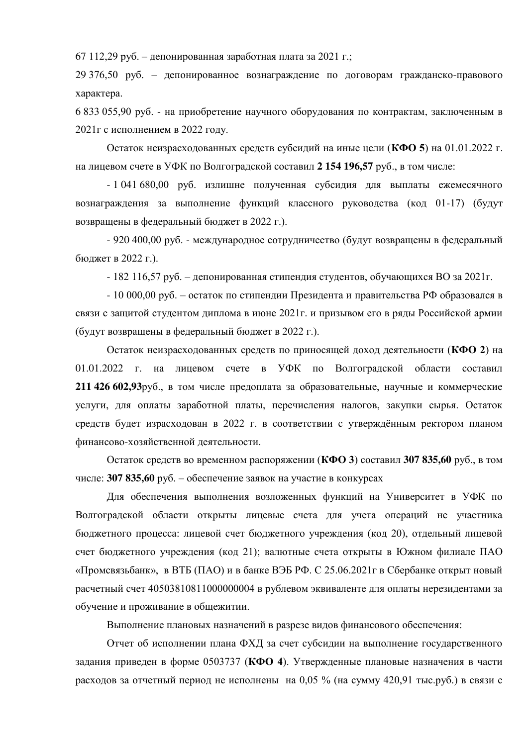67 112,29 руб. – депонированная заработная плата за 2021 г.;

29 376,50 руб. – депонированное вознаграждение по договорам гражданско-правового характера.

6 833 055,90 руб. - на приобретение научного оборудования по контрактам, заключенным в 2021г с исполнением в 2022 году.

Остаток неизрасходованных средств субсидий на иные цели (**КФО 5**) на 01.01.2022 г. на лицевом счете в УФК по Волгоградской составил **2 154 196,57** руб., в том числе:

- 1 041 680,00 руб. излишне полученная субсидия для выплаты ежемесячного вознаграждения за выполнение функций классного руководства (код 01-17) (будут возвращены в федеральный бюджет в 2022 г.).

- 920 400,00 руб. - международное сотрудничество (будут возвращены в федеральный бюджет в 2022 г.).

- 182 116,57 руб. – депонированная стипендия студентов, обучающихся ВО за 2021г.

- 10 000,00 руб. – остаток по стипендии Президента и правительства РФ образовался в связи с защитой студентом диплома в июне 2021г. и призывом его в ряды Российской армии (будут возвращены в федеральный бюджет в 2022 г.).

Остаток неизрасходованных средств по приносящей доход деятельности (**КФО 2**) на 01.01.2022 г. на лицевом счете в УФК по Волгоградской области составил **211 426 602,93**руб., в том числе предоплата за образовательные, научные и коммерческие услуги, для оплаты заработной платы, перечисления налогов, закупки сырья. Остаток средств будет израсходован в 2022 г. в соответствии с утверждённым ректором планом финансово-хозяйственной деятельности.

Остаток средств во временном распоряжении (**КФО 3**) составил **307 835,60** руб., в том числе: **307 835,60** руб. – обеспечение заявок на участие в конкурсах

Для обеспечения выполнения возложенных функций на Университет в УФК по Волгоградской области открыты лицевые счета для учета операций не участника бюджетного процесса: лицевой счет бюджетного учреждения (код 20), отдельный лицевой счет бюджетного учреждения (код 21); валютные счета открыты в Южном филиале ПАО «Промсвязьбанк», в ВТБ (ПАО) и в банке ВЭБ РФ. С 25.06.2021г в Сбербанке открыт новый расчетный счет 40503810811000000004 в рублевом эквиваленте для оплаты нерезидентами за обучение и проживание в общежитии.

Выполнение плановых назначений в разрезе видов финансового обеспечения:

Отчет об исполнении плана ФХД за счет субсидии на выполнение государственного задания приведен в форме 0503737 (**КФО 4**). Утвержденные плановые назначения в части расходов за отчетный период не исполнены на 0,05 % (на сумму 420,91 тыс.руб.) в связи с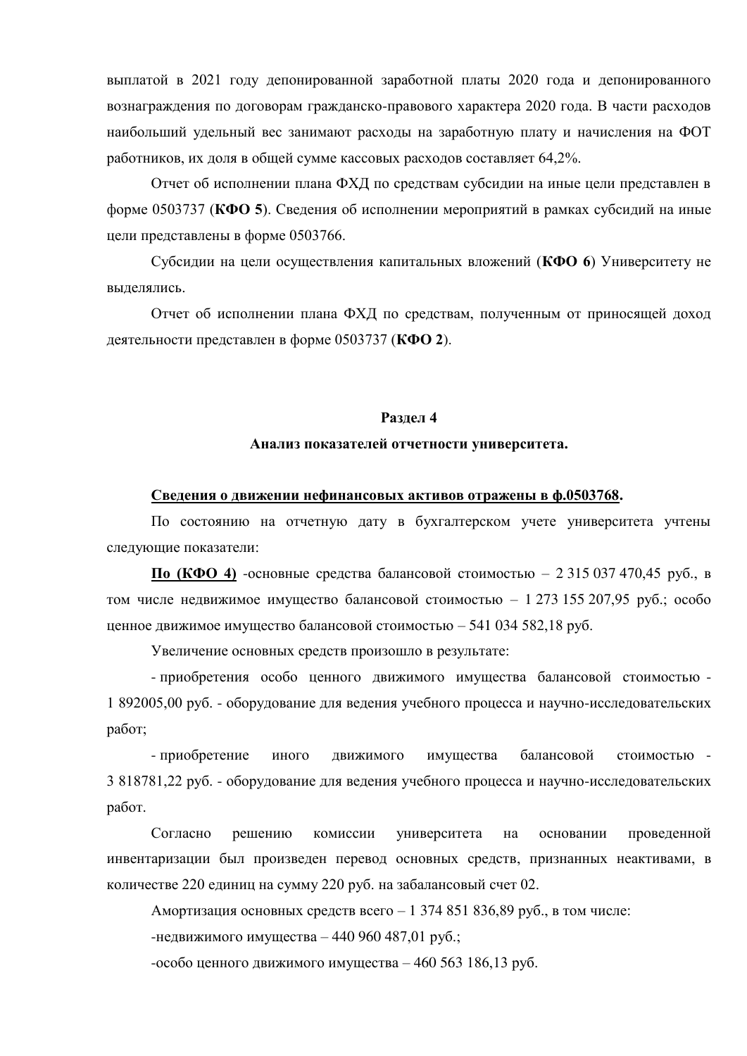выплатой в 2021 году депонированной заработной платы 2020 года и депонированного вознаграждения по договорам гражданско-правового характера 2020 года. В части расходов наибольший удельный вес занимают расходы на заработную плату и начисления на ФОТ работников, их доля в общей сумме кассовых расходов составляет 64,2%.

Отчет об исполнении плана ФХД по средствам субсидии на иные цели представлен в форме 0503737 (**КФО 5**). Сведения об исполнении мероприятий в рамках субсидий на иные цели представлены в форме 0503766.

Субсидии на цели осуществления капитальных вложений (**КФО 6**) Университету не выделялись.

Отчет об исполнении плана ФХД по средствам, полученным от приносящей доход деятельности представлен в форме 0503737 (**КФО 2**).

## Раздел 4

## Анализ показателей отчетности университета.

**Сведения о движении нефинансовых активов отражены в ф.0503768.**

По состоянию на отчетную дату в бухгалтерском учете университета учтены следующие показатели:

**По (КФО 4)** -основные средства балансовой стоимостью – 2 315 037 470,45 руб., в том числе недвижимое имущество балансовой стоимостью – 1 273 155 207,95 руб.; особо ценное движимое имущество балансовой стоимостью – 541 034 582,18 руб.

Увеличение основных средств произошло в результате:

- приобретения особо ценного движимого имущества балансовой стоимостью - 1 892005,00 руб. - оборудование для ведения учебного процесса и научно-исследовательских работ;

- приобретение иного движимого имущества балансовой стоимостью - 3 818781,22 руб. - оборудование для ведения учебного процесса и научно-исследовательских работ.

Согласно решению комиссии университета на основании проведенной инвентаризации был произведен перевод основных средств, признанных неактивами, в количестве 220 единиц на сумму 220 руб. на забалансовый счет 02.

Амортизация основных средств всего – 1 374 851 836,89 руб., в том числе:

-недвижимого имущества – 440 960 487,01 руб.;

-особо ценного движимого имущества – 460 563 186,13 руб.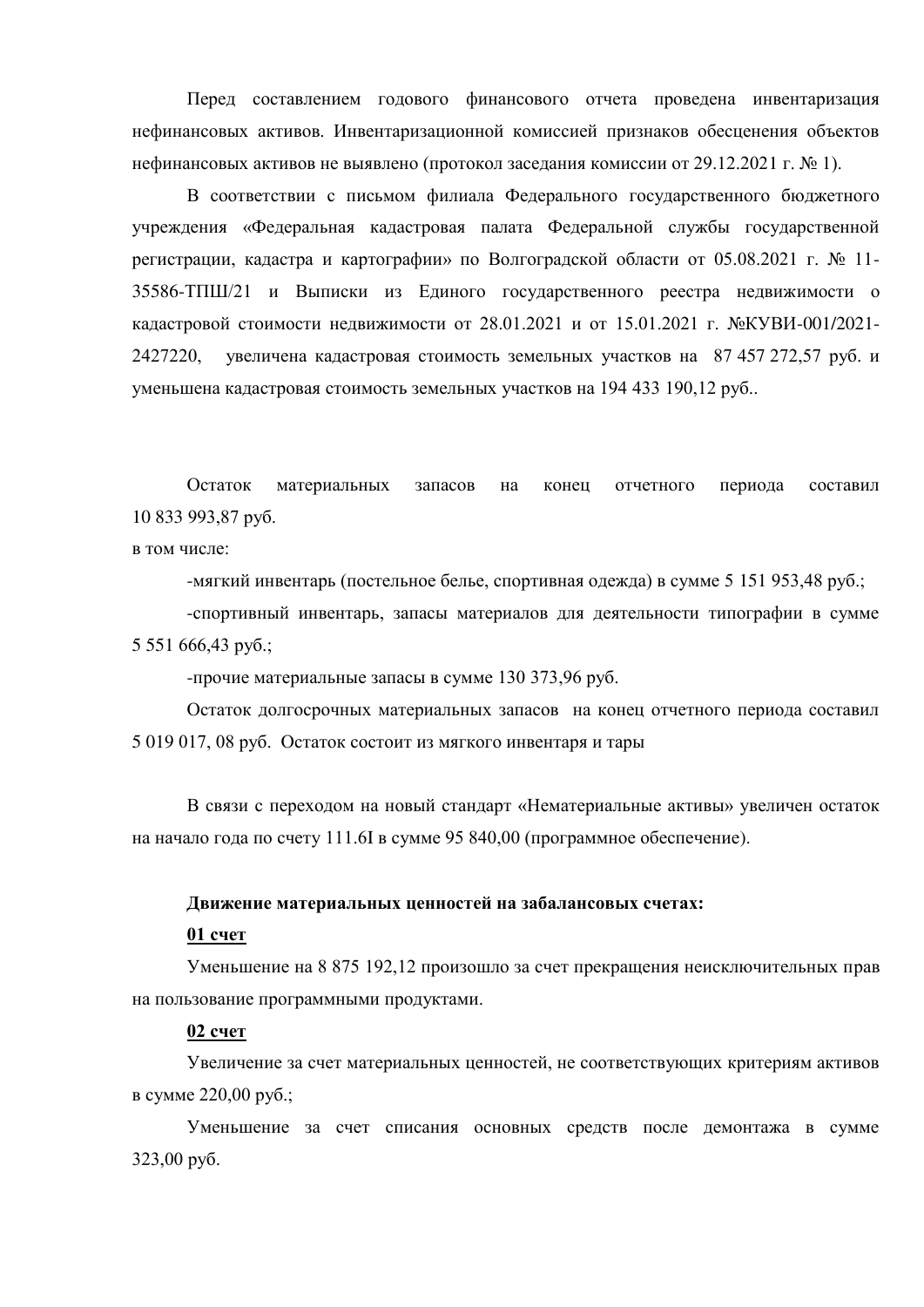Перед составлением годового финансового отчета проведена инвентаризация нефинансовых активов. Инвентаризационной комиссией признаков обесценения объектов нефинансовых активов не выявлено (протокол заседания комиссии от 29.12.2021 г. № 1).

В соответствии с письмом филиала Федерального государственного бюджетного учреждения «Федеральная кадастровая палата Федеральной службы государственной регистрации, кадастра и картографии» по Волгоградской области от 05.08.2021 г. № 11-35586-ТПШ/21 и Выписки из Единого государственного реестра недвижимости о кадастровой стоимости недвижимости от 28.01.2021 и от 15.01.2021 г. №КУВИ-001/2021-2427220, увеличена кадастровая стоимость земельных участков на 87 457 272,57 руб. и уменьшена кадастровая стоимость земельных участков на 194 433 190,12 руб..

Остаток материальных запасов на конец отчетного периода составил 10 833 993,87 руб.

в том числе:

-мягкий инвентарь (постельное белье, спортивная одежда) в сумме 5 151 953,48 руб.;

-спортивный инвентарь, запасы материалов для деятельности типографии в сумме 5 551 666,43 руб.;

-прочие материальные запасы в сумме 130 373,96 руб.

Остаток долгосрочных материальных запасов на конец отчетного периода составил 5 019 017, 08 руб. Остаток состоит из мягкого инвентаря и тары

В связи с переходом на новый стандарт «Нематериальные активы» увеличен остаток на начало года по счету 111.6I в сумме 95 840,00 (программное обеспечение).

**Движение материальных ценностей на забалансовых счетах:**

**01 счет**

Уменьшение на 8 875 192,12 произошло за счет прекращения неисключительных прав на пользование программными продуктами.

**02 счет**

Увеличение за счет материальных ценностей, не соответствующих критериям активов в сумме 220,00 руб.;

Уменьшение за счет списания основных средств после демонтажа в сумме 323,00 руб.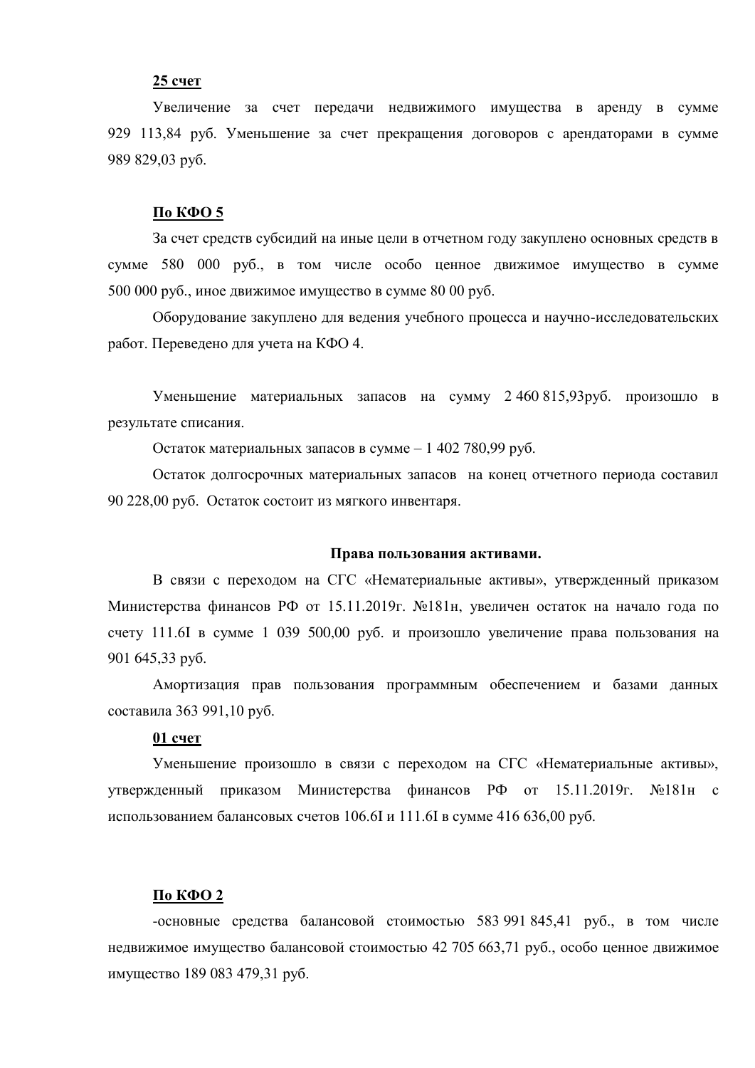**25 счет**

Увеличение за счет передачи недвижимого имущества в аренду в сумме 929 113,84 руб. Уменьшение за счет прекращения договоров с арендаторами в сумме 989 829,03 руб.

**По КФО 5**

За счет средств субсидий на иные цели в отчетном году закуплено основных средств в сумме 580 000 руб., в том числе особо ценное движимое имущество в сумме 500 000 руб., иное движимое имущество в сумме 80 00 руб.

Оборудование закуплено для ведения учебного процесса и научно-исследовательских работ. Переведено для учета на КФО 4.

Уменьшение материальных запасов на сумму 2 460 815,93руб. произошло в результате списания.

Остаток материальных запасов в сумме – 1 402 780,99 руб.

Остаток долгосрочных материальных запасов на конец отчетного периода составил 90 228,00 руб. Остаток состоит из мягкого инвентаря.

**Права пользования активами.**

В связи с переходом на СГС «Нематериальные активы», утвержденный приказом Министерства финансов РФ от 15.11.2019г. №181н, увеличен остаток на начало года по счету 111.6I в сумме 1 039 500,00 руб. и произошло увеличение права пользования на 901 645,33 руб.

Амортизация прав пользования программным обеспечением и базами данных составила 363 991,10 руб.

**01 счет**

Уменьшение произошло в связи с переходом на СГС «Нематериальные активы», утвержденный приказом Министерства финансов РФ от 15.11.2019г. №181н с использованием балансовых счетов 106.6I и 111.6I в сумме 416 636,00 руб.

**По КФО 2**

-основные средства балансовой стоимостью 583 991 845,41 руб., в том числе недвижимое имущество балансовой стоимостью 42 705 663,71 руб., особо ценное движимое имущество 189 083 479,31 руб.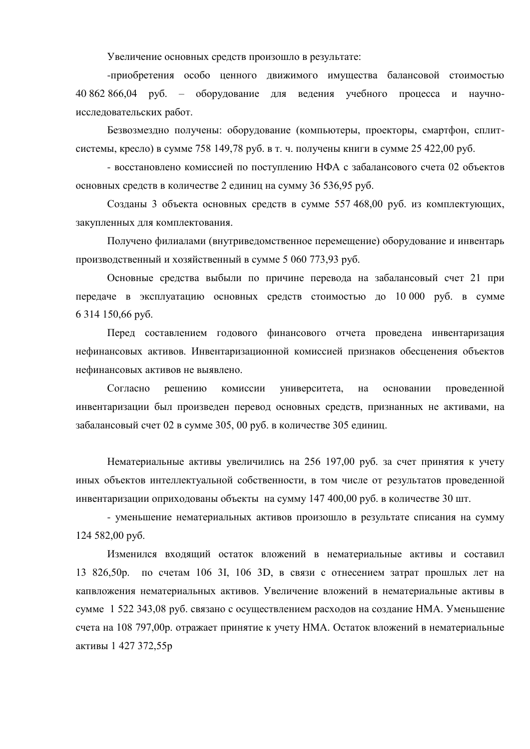Увеличение основных средств произошло в результате:

-приобретения особо ценного движимого имущества балансовой стоимостью 40 862 866,04 руб. – оборудование для ведения учебного процесса и научно-исследовательских работ.

Безвозмездно получены: оборудование (компьютеры, проекторы, смартфон, сплит-системы, кресло) в сумме 758 149,78 руб. в т. ч. получены книги в сумме 25 422,00 руб.

- восстановлено комиссией по поступлению НФА с забалансового счета 02 объектов основных средств в количестве 2 единиц на сумму 36 536,95 руб.

Созданы 3 объекта основных средств в сумме 557 468,00 руб. из комплектующих, закупленных для комплектования.

Получено филиалами (внутриведомственное перемещение) оборудование и инвентарь производственный и хозяйственный в сумме 5 060 773,93 руб.

Основные средства выбыли по причине перевода на забалансовый счет 21 при передаче в эксплуатацию основных средств стоимостью до 10 000 руб. в сумме 6 314 150,66 руб.

Перед составлением годового финансового отчета проведена инвентаризация нефинансовых активов. Инвентаризационной комиссией признаков обесценения объектов нефинансовых активов не выявлено.

Согласно решению комиссии университета, на основании проведенной инвентаризации был произведен перевод основных средств, признанных не активами, на забалансовый счет 02 в сумме 305, 00 руб. в количестве 305 единиц.

Нематериальные активы увеличились на 256 197,00 руб. за счет принятия к учету иных объектов интеллектуальной собственности, в том числе от результатов проведенной инвентаризации оприходованы объекты на сумму 147 400,00 руб. в количестве 30 шт.

- уменьшение нематериальных активов произошло в результате списания на сумму 124 582,00 руб.

Изменился входящий остаток вложений в нематериальные активы и составил 13 826,50р. по счетам 106 3I, 106 3D, в связи с отнесением затрат прошлых лет на капвложения нематериальных активов. Увеличение вложений в нематериальные активы в сумме 1 522 343,08 руб. связано с осуществлением расходов на создание НМА. Уменьшение счета на 108 797,00р. отражает принятие к учету НМА. Остаток вложений в нематериальные активы 1 427 372,55р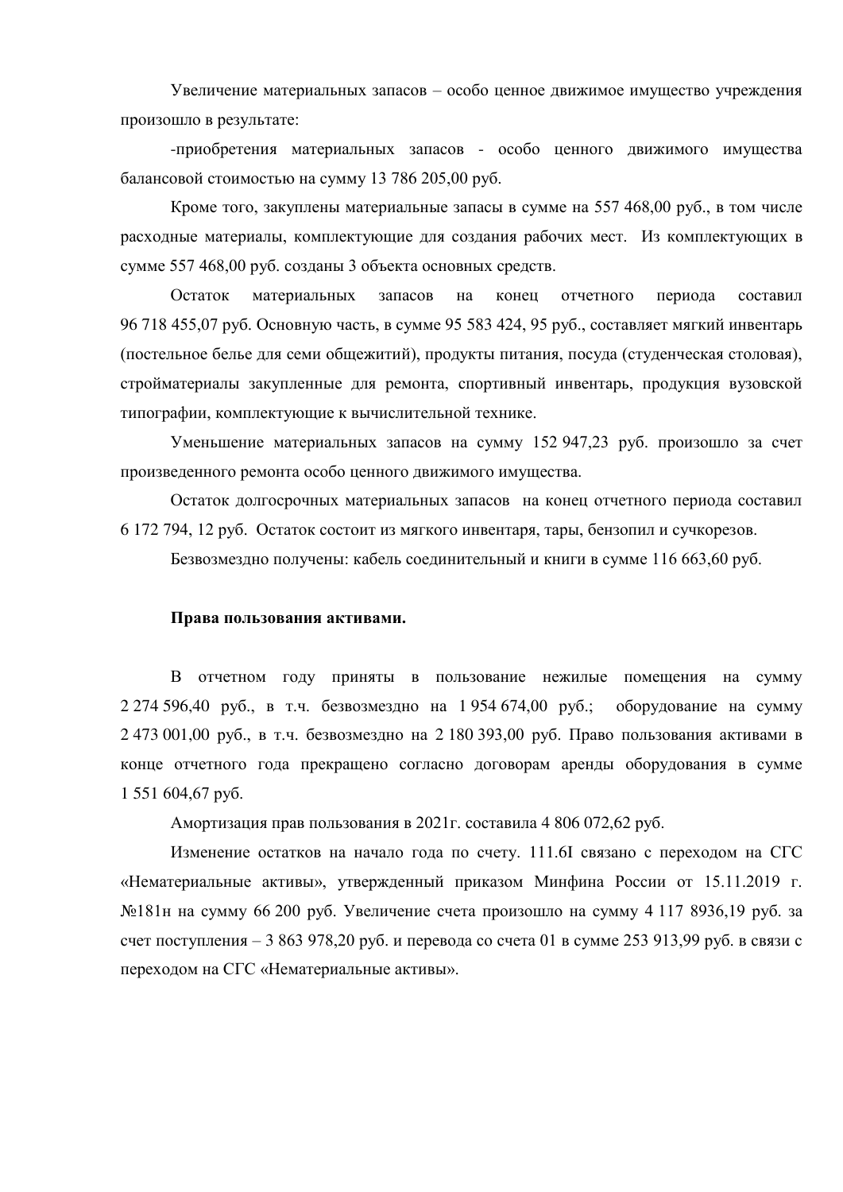Увеличение материальных запасов – особо ценное движимое имущество учреждения произошло в результате:

-приобретения материальных запасов - особо ценного движимого имущества балансовой стоимостью на сумму 13 786 205,00 руб.

Кроме того, закуплены материальные запасы в сумме на 557 468,00 руб., в том числе расходные материалы, комплектующие для создания рабочих мест. Из комплектующих в сумме 557 468,00 руб. созданы 3 объекта основных средств.

Остаток материальных запасов на конец отчетного периода составил 96 718 455,07 руб. Основную часть, в сумме 95 583 424, 95 руб., составляет мягкий инвентарь (постельное белье для семи общежитий), продукты питания, посуда (студенческая столовая), стройматериалы закупленные для ремонта, спортивный инвентарь, продукция вузовской типографии, комплектующие к вычислительной технике.

Уменьшение материальных запасов на сумму 152 947,23 руб. произошло за счет произведенного ремонта особо ценного движимого имущества.

Остаток долгосрочных материальных запасов на конец отчетного периода составил 6 172 794, 12 руб. Остаток состоит из мягкого инвентаря, тары, бензопил и сучкорезов.

Безвозмездно получены: кабель соединительный и книги в сумме 116 663,60 руб.

**Права пользования активами.**

В отчетном году приняты в пользование нежилые помещения на сумму 2 274 596,40 руб., в т.ч. безвозмездно на 1 954 674,00 руб.; оборудование на сумму 2 473 001,00 руб., в т.ч. безвозмездно на 2 180 393,00 руб. Право пользования активами в конце отчетного года прекращено согласно договорам аренды оборудования в сумме 1 551 604,67 руб.

Амортизация прав пользования в 2021г. составила 4 806 072,62 руб.

Изменение остатков на начало года по счету. 111.6I связано с переходом на СГС «Нематериальные активы», утвержденный приказом Минфина России от 15.11.2019 г. №181н на сумму 66 200 руб. Увеличение счета произошло на сумму 4 117 8936,19 руб. за счет поступления – 3 863 978,20 руб. и перевода со счета 01 в сумме 253 913,99 руб. в связи с переходом на СГС «Нематериальные активы».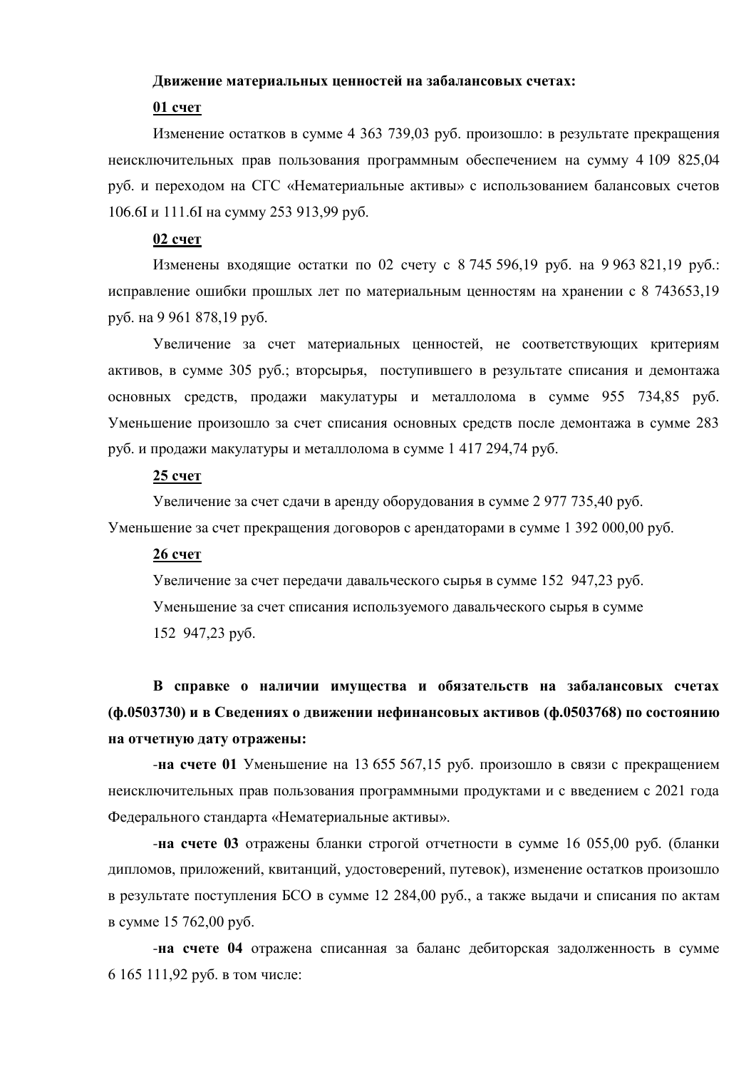**Движение материальных ценностей на забалансовых счетах:**

**01 счет**

Изменение остатков в сумме 4 363 739,03 руб. произошло: в результате прекращения неисключительных прав пользования программным обеспечением на сумму 4 109 825,04 руб. и переходом на СГС «Нематериальные активы» с использованием балансовых счетов 106.6I и 111.6I на сумму 253 913,99 руб.

**02 счет**

Изменены входящие остатки по 02 счету с 8 745 596,19 руб. на 9 963 821,19 руб.: исправление ошибки прошлых лет по материальным ценностям на хранении с 8 743653,19 руб. на 9 961 878,19 руб.

Увеличение за счет материальных ценностей, не соответствующих критериям активов, в сумме 305 руб.; вторсырья, поступившего в результате списания и демонтажа основных средств, продажи макулатуры и металлолома в сумме 955 734,85 руб. Уменьшение произошло за счет списания основных средств после демонтажа в сумме 283 руб. и продажи макулатуры и металлолома в сумме 1 417 294,74 руб.

**25 счет**

Увеличение за счет сдачи в аренду оборудования в сумме 2 977 735,40 руб.
Уменьшение за счет прекращения договоров с арендаторами в сумме 1 392 000,00 руб.

**26 счет**

Увеличение за счет передачи давальческого сырья в сумме 152 947,23 руб.

Уменьшение за счет списания используемого давальческого сырья в сумме 152 947,23 руб.

**В справке о наличии имущества и обязательств на забалансовых счетах (ф.0503730) и в Сведениях о движении нефинансовых активов (ф.0503768) по состоянию на отчетную дату отражены:**

-**на счете 01** Уменьшение на 13 655 567,15 руб. произошло в связи с прекращением неисключительных прав пользования программными продуктами и с введением с 2021 года Федерального стандарта «Нематериальные активы».

-**на счете 03** отражены бланки строгой отчетности в сумме 16 055,00 руб. (бланки дипломов, приложений, квитанций, удостоверений, путевок), изменение остатков произошло в результате поступления БСО в сумме 12 284,00 руб., а также выдачи и списания по актам в сумме 15 762,00 руб.

-**на счете 04** отражена списанная за баланс дебиторская задолженность в сумме 6 165 111,92 руб. в том числе: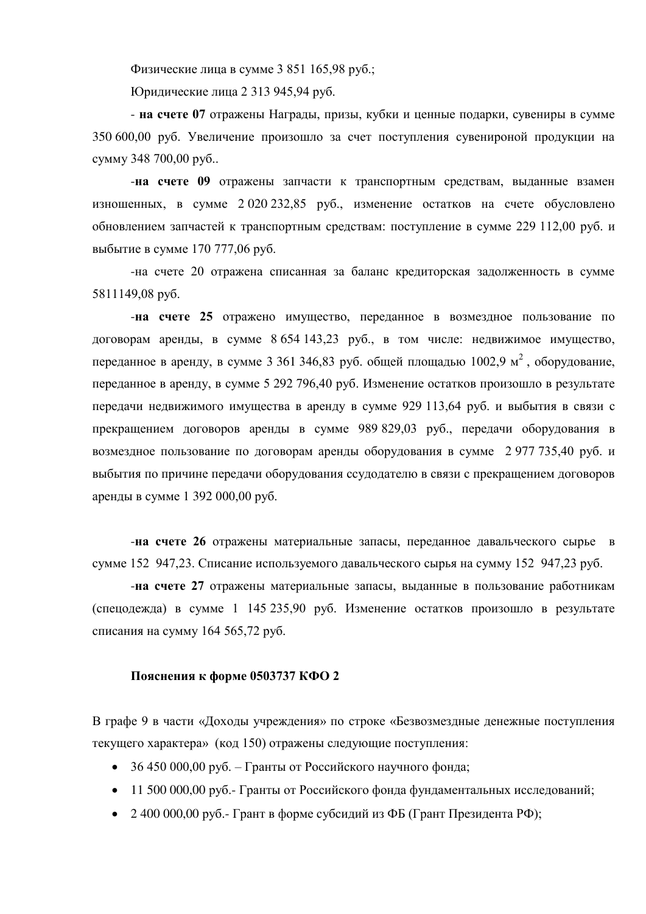Физические лица в сумме 3 851 165,98 руб.;

Юридические лица 2 313 945,94 руб.

- **на счете 07** отражены Награды, призы, кубки и ценные подарки, сувениры в сумме 350 600,00 руб. Увеличение произошло за счет поступления сувенироной продукции на сумму 348 700,00 руб..

-**на счете 09** отражены запчасти к транспортным средствам, выданные взамен изношенных, в сумме 2 020 232,85 руб., изменение остатков на счете обусловлено обновлением запчастей к транспортным средствам: поступление в сумме 229 112,00 руб. и выбытие в сумме 170 777,06 руб.

-на счете 20 отражена списанная за баланс кредиторская задолженность в сумме 5811149,08 руб.

-**на счете 25** отражено имущество, переданное в возмездное пользование по договорам аренды, в сумме 8 654 143,23 руб., в том числе: недвижимое имущество, переданное в аренду, в сумме 3 361 346,83 руб. общей площадью 1002,9 м$^2$ , оборудование, переданное в аренду, в сумме 5 292 796,40 руб. Изменение остатков произошло в результате передачи недвижимого имущества в аренду в сумме 929 113,64 руб. и выбытия в связи с прекращением договоров аренды в сумме 989 829,03 руб., передачи оборудования в возмездное пользование по договорам аренды оборудования в сумме 2 977 735,40 руб. и выбытия по причине передачи оборудования ссудодателю в связи с прекращением договоров аренды в сумме 1 392 000,00 руб.

-**на счете 26** отражены материальные запасы, переданное давальческого сырье в сумме 152 947,23. Списание используемого давальческого сырья на сумму 152 947,23 руб.

-**на счете 27** отражены материальные запасы, выданные в пользование работникам (спецодежда) в сумме 1 145 235,90 руб. Изменение остатков произошло в результате списания на сумму 164 565,72 руб.

**Пояснения к форме 0503737 КФО 2**

В графе 9 в части «Доходы учреждения» по строке «Безвозмездные денежные поступления текущего характера» (код 150) отражены следующие поступления:

- 36 450 000,00 руб. – Гранты от Российского научного фонда;
- 11 500 000,00 руб.- Гранты от Российского фонда фундаментальных исследований;
- 2 400 000,00 руб.- Грант в форме субсидий из ФБ (Грант Президента РФ);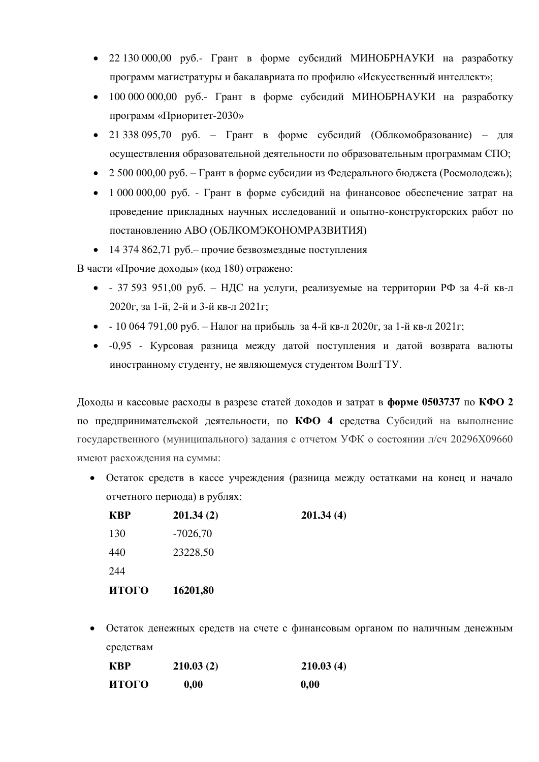- 22 130 000,00 руб.- Грант в форме субсидий МИНОБРНАУКИ на разработку программ магистратуры и бакалавриата по профилю «Искусственный интеллект»;
- 100 000 000,00 руб.- Грант в форме субсидий МИНОБРНАУКИ на разработку программ «Приоритет-2030»
- 21 338 095,70 руб. – Грант в форме субсидий (Облкомобразование) – для осуществления образовательной деятельности по образовательным программам СПО;
- 2 500 000,00 руб. – Грант в форме субсидии из Федерального бюджета (Росмолодежь);
- 1 000 000,00 руб. - Грант в форме субсидий на финансовое обеспечение затрат на проведение прикладных научных исследований и опытно-конструкторских работ по постановлению АВО (ОБЛКОМЭКОНОМРАЗВИТИЯ)
- 14 374 862,71 руб.– прочие безвозмездные поступления

В части «Прочие доходы» (код 180) отражено:

- - 37 593 951,00 руб. – НДС на услуги, реализуемые на территории РФ за 4-й кв-л 2020г, за 1-й, 2-й и 3-й кв-л 2021г;
- - 10 064 791,00 руб. – Налог на прибыль за 4-й кв-л 2020г, за 1-й кв-л 2021г;
- -0,95 - Курсовая разница между датой поступления и датой возврата валюты иностранному студенту, не являющемуся студентом ВолгГТУ.

Доходы и кассовые расходы в разрезе статей доходов и затрат в **форме 0503737** по **КФО 2** по предпринимательской деятельности, по **КФО 4** средства Субсидий на выполнение государственного (муниципального) задания с отчетом УФК о состоянии л/сч 20296Х09660 имеют расхождения на суммы:

- Остаток средств в кассе учреждения (разница между остатками на конец и начало отчетного периода) в рублях:

| **КВР** | **201.34 (2)** | **201.34 (4)** |
|---|---|---|
| 130 | -7026,70 | |
| 440 | 23228,50 | |
| 244 | | |
| **ИТОГО** | **16201,80** | |

- Остаток денежных средств на счете с финансовым органом по наличным денежным средствам

| **КВР** | **210.03 (2)** | **210.03 (4)** |
|---|---|---|
| **ИТОГО** | **0,00** | **0,00** |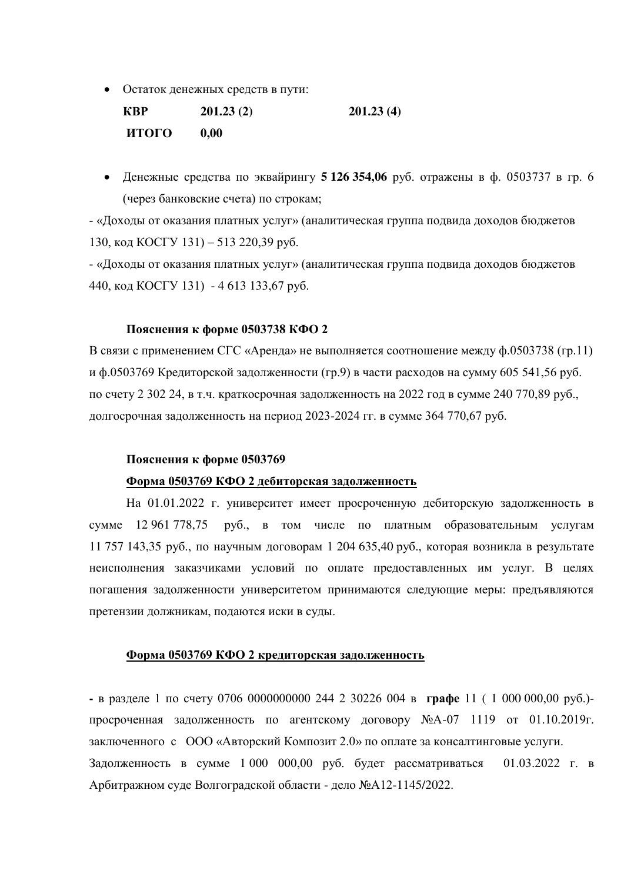- Остаток денежных средств в пути:

| **КВР** | **201.23 (2)** | **201.23 (4)** |
|---|---|---|
| **ИТОГО** | **0,00** | |

- Денежные средства по эквайрингу **5 126 354,06** руб. отражены в ф. 0503737 в гр. 6 (через банковские счета) по строкам;

- «Доходы от оказания платных услуг» (аналитическая группа подвида доходов бюджетов 130, код КОСГУ 131) – 513 220,39 руб.

- «Доходы от оказания платных услуг» (аналитическая группа подвида доходов бюджетов 440, код КОСГУ 131) - 4 613 133,67 руб.

**Пояснения к форме 0503738 КФО 2**

В связи с применением СГС «Аренда» не выполняется соотношение между ф.0503738 (гр.11) и ф.0503769 Кредиторской задолженности (гр.9) в части расходов на сумму 605 541,56 руб. по счету 2 302 24, в т.ч. краткосрочная задолженность на 2022 год в сумме 240 770,89 руб., долгосрочная задолженность на период 2023-2024 гг. в сумме 364 770,67 руб.

**Пояснения к форме 0503769**

**Форма 0503769 КФО 2 дебиторская задолженность**

На 01.01.2022 г. университет имеет просроченную дебиторскую задолженность в сумме 12 961 778,75 руб., в том числе по платным образовательным услугам 11 757 143,35 руб., по научным договорам 1 204 635,40 руб., которая возникла в результате неисполнения заказчиками условий по оплате предоставленных им услуг. В целях погашения задолженности университетом принимаются следующие меры: предъявляются претензии должникам, подаются иски в суды.

**Форма 0503769 КФО 2 кредиторская задолженность**

**-** в разделе 1 по счету 0706 0000000000 244 2 30226 004 в **графе** 11 ( 1 000 000,00 руб.)- просроченная задолженность по агентскому договору №А-07 1119 от 01.10.2019г. заключенного с ООО «Авторский Композит 2.0» по оплате за консалтинговые услуги.
Задолженность в сумме 1 000 000,00 руб. будет рассматриваться 01.03.2022 г. в Арбитражном суде Волгоградской области - дело №А12-1145/2022.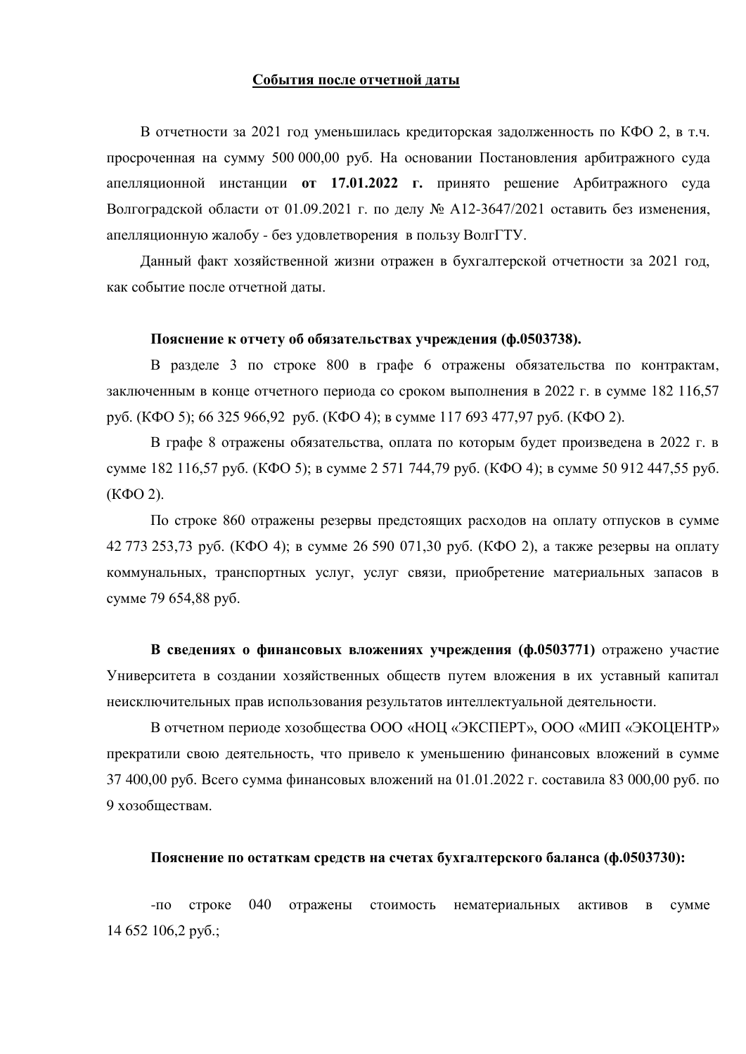**События после отчетной даты**

В отчетности за 2021 год уменьшилась кредиторская задолженность по КФО 2, в т.ч. просроченная на сумму 500 000,00 руб. На основании Постановления арбитражного суда апелляционной инстанции **от 17.01.2022 г.** принято решение Арбитражного суда Волгоградской области от 01.09.2021 г. по делу № А12-3647/2021 оставить без изменения, апелляционную жалобу - без удовлетворения в пользу ВолгГТУ.

Данный факт хозяйственной жизни отражен в бухгалтерской отчетности за 2021 год, как событие после отчетной даты.

**Пояснение к отчету об обязательствах учреждения (ф.0503738).**

В разделе 3 по строке 800 в графе 6 отражены обязательства по контрактам, заключенным в конце отчетного периода со сроком выполнения в 2022 г. в сумме 182 116,57 руб. (КФО 5); 66 325 966,92 руб. (КФО 4); в сумме 117 693 477,97 руб. (КФО 2).

В графе 8 отражены обязательства, оплата по которым будет произведена в 2022 г. в сумме 182 116,57 руб. (КФО 5); в сумме 2 571 744,79 руб. (КФО 4); в сумме 50 912 447,55 руб. (КФО 2).

По строке 860 отражены резервы предстоящих расходов на оплату отпусков в сумме 42 773 253,73 руб. (КФО 4); в сумме 26 590 071,30 руб. (КФО 2), а также резервы на оплату коммунальных, транспортных услуг, услуг связи, приобретение материальных запасов в сумме 79 654,88 руб.

**В сведениях о финансовых вложениях учреждения (ф.0503771)** отражено участие Университета в создании хозяйственных обществ путем вложения в их уставный капитал неисключительных прав использования результатов интеллектуальной деятельности.

В отчетном периоде хозобщества ООО «НОЦ «ЭКСПЕРТ», ООО «МИП «ЭКОЦЕНТР» прекратили свою деятельность, что привело к уменьшению финансовых вложений в сумме 37 400,00 руб. Всего сумма финансовых вложений на 01.01.2022 г. составила 83 000,00 руб. по 9 хозобществам.

**Пояснение по остаткам средств на счетах бухгалтерского баланса (ф.0503730):**

-по строке 040 отражены стоимость нематериальных активов в сумме 14 652 106,2 руб.;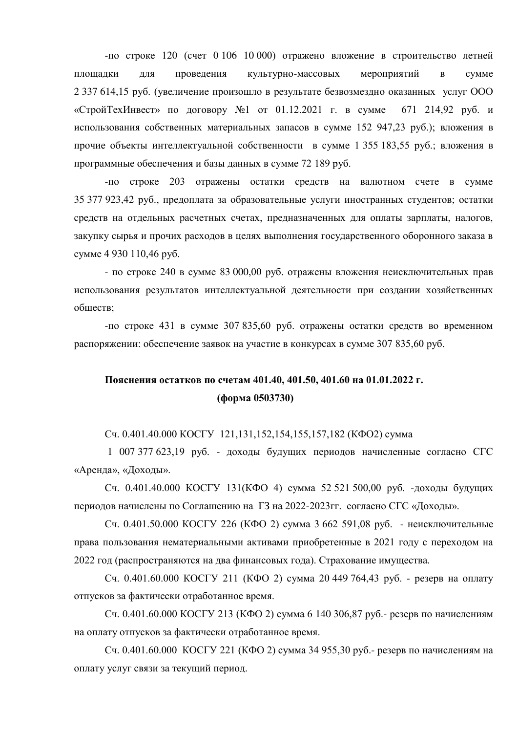-по строке 120 (счет 0 106 10 000) отражено вложение в строительство летней площадки для проведения культурно-массовых мероприятий в сумме 2 337 614,15 руб. (увеличение произошло в результате безвозмездно оказанных услуг ООО «СтройТехИнвест» по договору №1 от 01.12.2021 г. в сумме 671 214,92 руб. и использования собственных материальных запасов в сумме 152 947,23 руб.); вложения в прочие объекты интеллектуальной собственности в сумме 1 355 183,55 руб.; вложения в программные обеспечения и базы данных в сумме 72 189 руб.

-по строке 203 отражены остатки средств на валютном счете в сумме 35 377 923,42 руб., предоплата за образовательные услуги иностранных студентов; остатки средств на отдельных расчетных счетах, предназначенных для оплаты зарплаты, налогов, закупку сырья и прочих расходов в целях выполнения государственного оборонного заказа в сумме 4 930 110,46 руб.

- по строке 240 в сумме 83 000,00 руб. отражены вложения неисключительных прав использования результатов интеллектуальной деятельности при создании хозяйственных обществ;

-по строке 431 в сумме 307 835,60 руб. отражены остатки средств во временном распоряжении: обеспечение заявок на участие в конкурсах в сумме 307 835,60 руб.

**Пояснения остатков по счетам 401.40, 401.50, 401.60 на 01.01.2022 г.**
**(форма 0503730)**

Сч. 0.401.40.000 КОСГУ 121,131,152,154,155,157,182 (КФО2) сумма 1 007 377 623,19 руб. - доходы будущих периодов начисленные согласно СГС «Аренда», «Доходы».

Сч. 0.401.40.000 КОСГУ 131(КФО 4) сумма 52 521 500,00 руб. -доходы будущих периодов начислены по Соглашению на ГЗ на 2022-2023гг. согласно СГС «Доходы».

Сч. 0.401.50.000 КОСГУ 226 (КФО 2) сумма 3 662 591,08 руб. - неисключительные права пользования нематериальными активами приобретенные в 2021 году с переходом на 2022 год (распространяются на два финансовых года). Страхование имущества.

Сч. 0.401.60.000 КОСГУ 211 (КФО 2) сумма 20 449 764,43 руб. - резерв на оплату отпусков за фактически отработанное время.

Сч. 0.401.60.000 КОСГУ 213 (КФО 2) сумма 6 140 306,87 руб.- резерв по начислениям на оплату отпусков за фактически отработанное время.

Сч. 0.401.60.000 КОСГУ 221 (КФО 2) сумма 34 955,30 руб.- резерв по начислениям на оплату услуг связи за текущий период.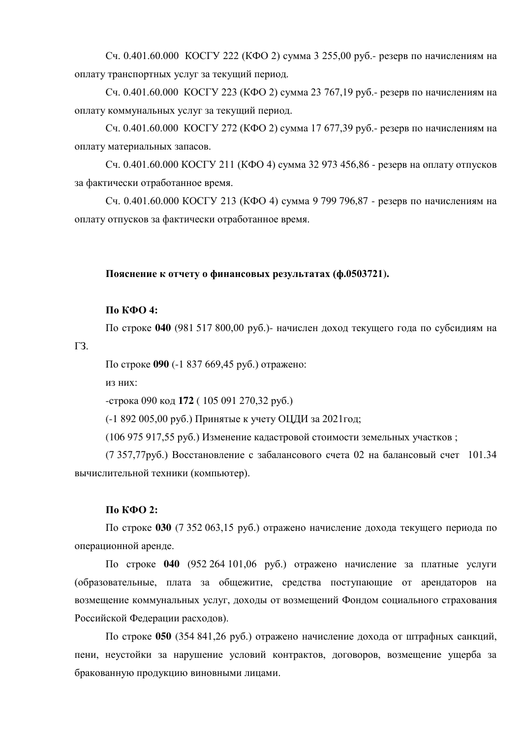Сч. 0.401.60.000 КОСГУ 222 (КФО 2) сумма 3 255,00 руб.- резерв по начислениям на оплату транспортных услуг за текущий период.

Сч. 0.401.60.000 КОСГУ 223 (КФО 2) сумма 23 767,19 руб.- резерв по начислениям на оплату коммунальных услуг за текущий период.

Сч. 0.401.60.000 КОСГУ 272 (КФО 2) сумма 17 677,39 руб.- резерв по начислениям на оплату материальных запасов.

Сч. 0.401.60.000 КОСГУ 211 (КФО 4) сумма 32 973 456,86 - резерв на оплату отпусков за фактически отработанное время.

Сч. 0.401.60.000 КОСГУ 213 (КФО 4) сумма 9 799 796,87 - резерв по начислениям на оплату отпусков за фактически отработанное время.

**Пояснение к отчету о финансовых результатах (ф.0503721).**

**По КФО 4:**

По строке **040** (981 517 800,00 руб.)- начислен доход текущего года по субсидиям на ГЗ.

По строке **090** (-1 837 669,45 руб.) отражено:

из них:

-строка 090 код **172** ( 105 091 270,32 руб.)

(-1 892 005,00 руб.) Принятые к учету ОЦДИ за 2021год;

(106 975 917,55 руб.) Изменение кадастровой стоимости земельных участков ;

(7 357,77руб.) Восстановление с забалансового счета 02 на балансовый счет 101.34 вычислительной техники (компьютер).

**По КФО 2:**

По строке **030** (7 352 063,15 руб.) отражено начисление дохода текущего периода по операционной аренде.

По строке **040** (952 264 101,06 руб.) отражено начисление за платные услуги (образовательные, плата за общежитие, средства поступающие от арендаторов на возмещение коммунальных услуг, доходы от возмещений Фондом социального страхования Российской Федерации расходов).

По строке **050** (354 841,26 руб.) отражено начисление дохода от штрафных санкций, пени, неустойки за нарушение условий контрактов, договоров, возмещение ущерба за бракованную продукцию виновными лицами.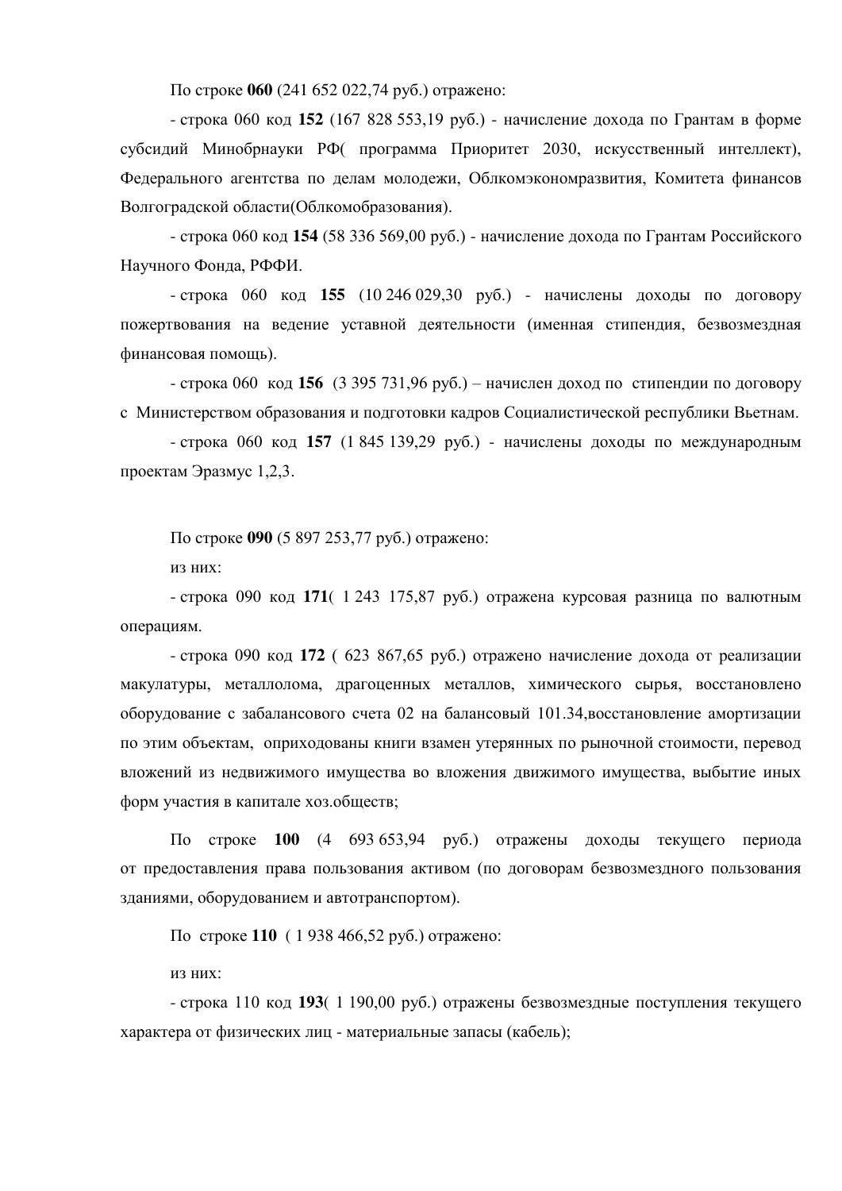По строке **060** (241 652 022,74 руб.) отражено:

- строка 060 код **152** (167 828 553,19 руб.) - начисление дохода по Грантам в форме субсидий Минобрнауки РФ( программа Приоритет 2030, искусственный интеллект), Федерального агентства по делам молодежи, Облкомэкономразвития, Комитета финансов Волгоградской области(Облкомобразования).

- строка 060 код **154** (58 336 569,00 руб.) - начисление дохода по Грантам Российского Научного Фонда, РФФИ.

- строка 060 код **155** (10 246 029,30 руб.) - начислены доходы по договору пожертвования на ведение уставной деятельности (именная стипендия, безвозмездная финансовая помощь).

- строка 060 код **156** (3 395 731,96 руб.) – начислен доход по стипендии по договору с Министерством образования и подготовки кадров Социалистической республики Вьетнам.

- строка 060 код **157** (1 845 139,29 руб.) - начислены доходы по международным проектам Эразмус 1,2,3.

По строке **090** (5 897 253,77 руб.) отражено:

из них:

- строка 090 код **171**( 1 243 175,87 руб.) отражена курсовая разница по валютным операциям.

- строка 090 код **172** ( 623 867,65 руб.) отражено начисление дохода от реализации макулатуры, металлолома, драгоценных металлов, химического сырья, восстановлено оборудование с забалансового счета 02 на балансовый 101.34,восстановление амортизации по этим объектам, оприходованы книги взамен утерянных по рыночной стоимости, перевод вложений из недвижимого имущества во вложения движимого имущества, выбытие иных форм участия в капитале хоз.обществ;

По строке **100** (4 693 653,94 руб.) отражены доходы текущего периода от предоставления права пользования активом (по договорам безвозмездного пользования зданиями, оборудованием и автотранспортом).

По строке **110** ( 1 938 466,52 руб.) отражено:

из них:

- строка 110 код **193**( 1 190,00 руб.) отражены безвозмездные поступления текущего характера от физических лиц - материальные запасы (кабель);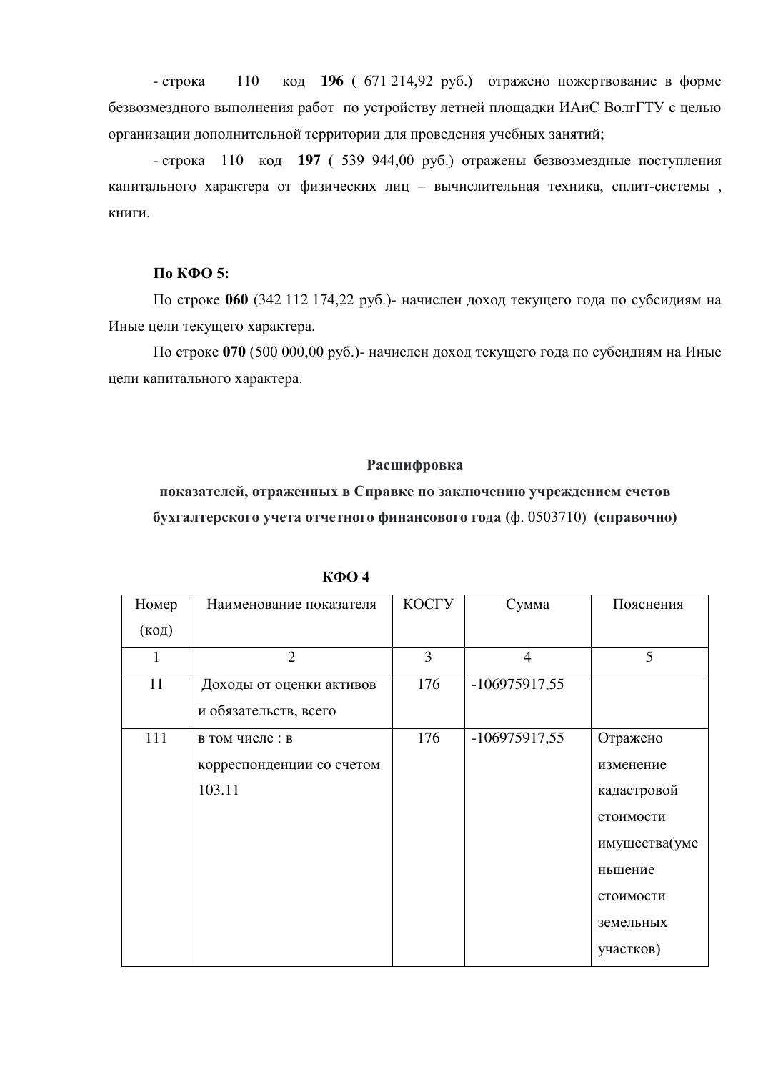- строка 110 код **196** ( 671 214,92 руб.) отражено пожертвование в форме безвозмездного выполнения работ по устройству летней площадки ИАиС ВолгГТУ с целью организации дополнительной территории для проведения учебных занятий;

- строка 110 код **197** ( 539 944,00 руб.) отражены безвозмездные поступления капитального характера от физических лиц – вычислительная техника, сплит-системы , книги.

**По КФО 5:**

По строке **060** (342 112 174,22 руб.)- начислен доход текущего года по субсидиям на Иные цели текущего характера.

По строке **070** (500 000,00 руб.)- начислен доход текущего года по субсидиям на Иные цели капитального характера.

**Расшифровка**

**показателей, отраженных в Справке по заключению учреждением счетов бухгалтерского учета отчетного финансового года** (ф. 0503710) **(справочно)**

**КФО 4**

| Номер (код) | Наименование показателя | КОСГУ | Сумма | Пояснения |
|---|---|---|---|---|
| 1 | 2 | 3 | 4 | 5 |
| 11 | Доходы от оценки активов и обязательств, всего | 176 | -106975917,55 | |
| 111 | в том числе : в корреспонденции со счетом 103.11 | 176 | -106975917,55 | Отражено изменение кадастровой стоимости имущества(уменьшение стоимости земельных участков) |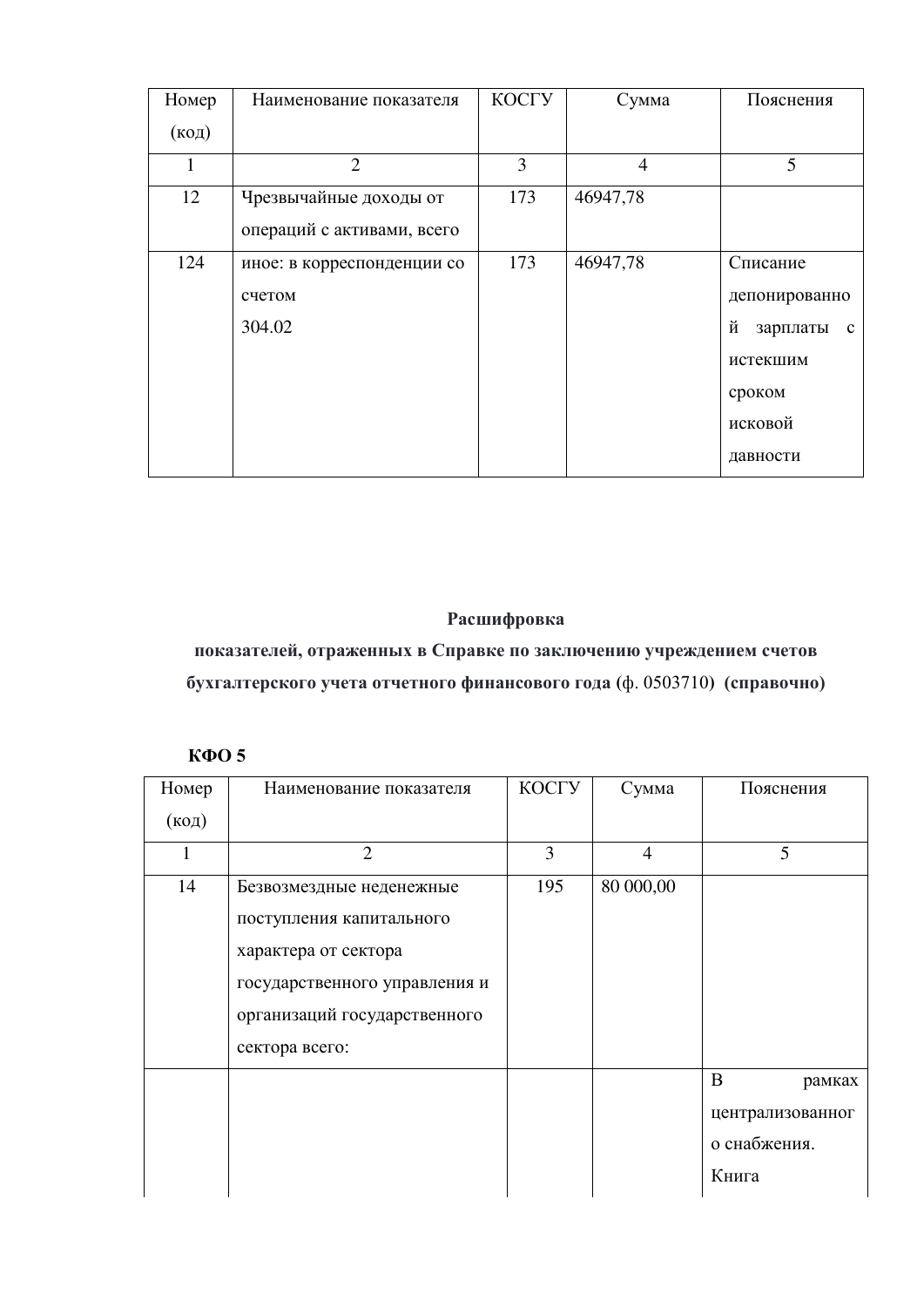| Номер (код) | Наименование показателя | КОСГУ | Сумма | Пояснения |
|---|---|---|---|---|
| 1 | 2 | 3 | 4 | 5 |
| 12 | Чрезвычайные доходы от операций с активами, всего | 173 | 46947,78 | |
| 124 | иное: в корреспонденции со счетом 304.02 | 173 | 46947,78 | Списание депонированной зарплаты с истекшим сроком исковой давности |

**Расшифровка**

**показателей, отраженных в Справке по заключению учреждением счетов бухгалтерского учета отчетного финансового года** (ф. 0503710) **(справочно)**

**КФО 5**

| Номер (код) | Наименование показателя | КОСГУ | Сумма | Пояснения |
|---|---|---|---|---|
| 1 | 2 | 3 | 4 | 5 |
| 14 | Безвозмездные неденежные поступления капитального характера от сектора государственного управления и организаций государственного сектора всего: | 195 | 80 000,00 | |
| | | | | В рамках централизованного снабжения. Книга |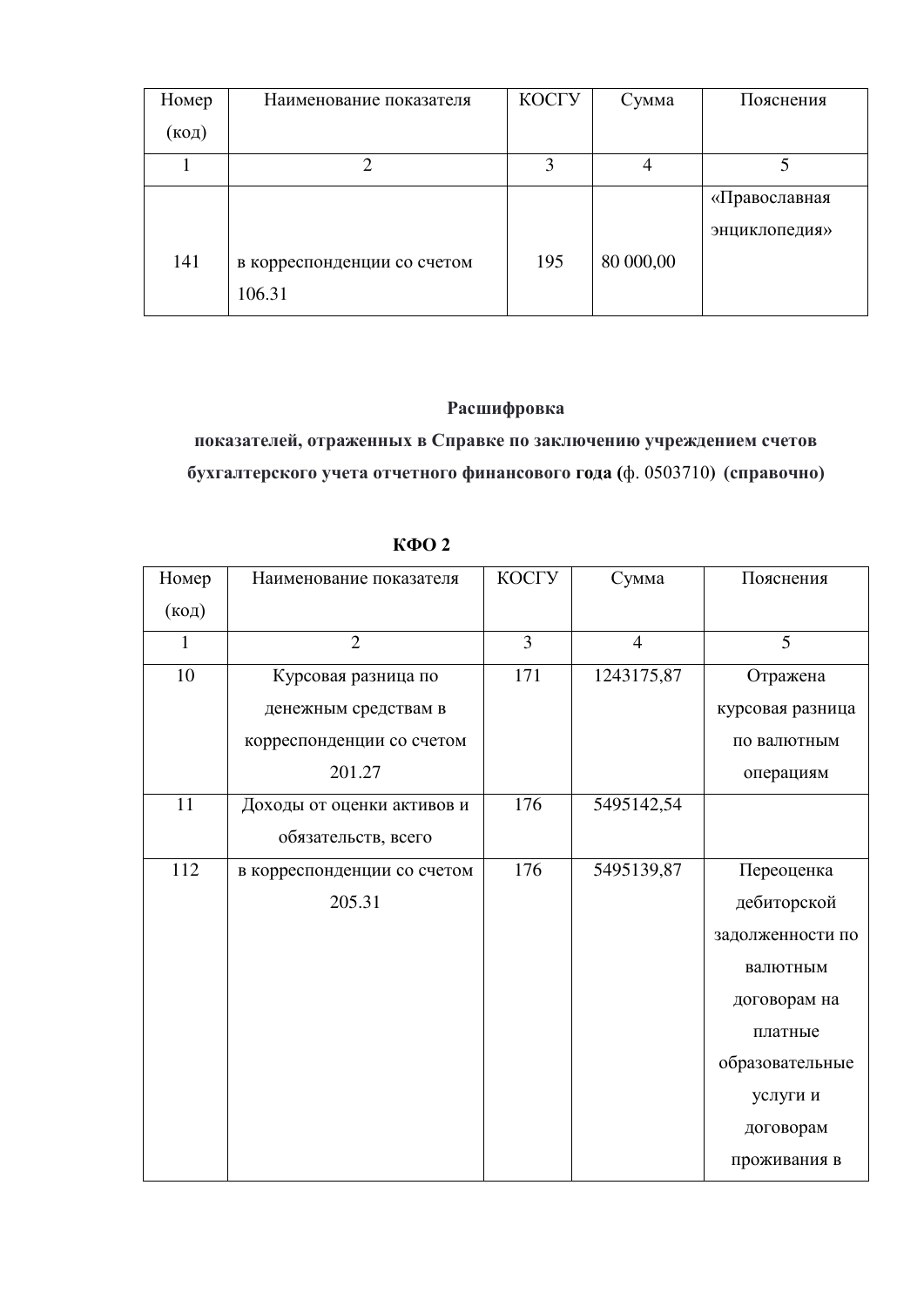| Номер (код) | Наименование показателя | КОСГУ | Сумма | Пояснения |
| --- | --- | --- | --- | --- |
| 1 | 2 | 3 | 4 | 5 |
| 141 | в корреспонденции со счетом 106.31 | 195 | 80 000,00 | «Православная энциклопедия» |

**Расшифровка**
**показателей, отраженных в Справке по заключению учреждением счетов бухгалтерского учета отчетного финансового года (**ф. 0503710) **(справочно)**

**КФО 2**

| Номер (код) | Наименование показателя | КОСГУ | Сумма | Пояснения |
| --- | --- | --- | --- | --- |
| 1 | 2 | 3 | 4 | 5 |
| 10 | Курсовая разница по денежным средствам в корреспонденции со счетом 201.27 | 171 | 1243175,87 | Отражена курсовая разница по валютным операциям |
| 11 | Доходы от оценки активов и обязательств, всего | 176 | 5495142,54 | |
| 112 | в корреспонденции со счетом 205.31 | 176 | 5495139,87 | Переоценка дебиторской задолженности по валютным договорам на платные образовательные услуги и договорам проживания в |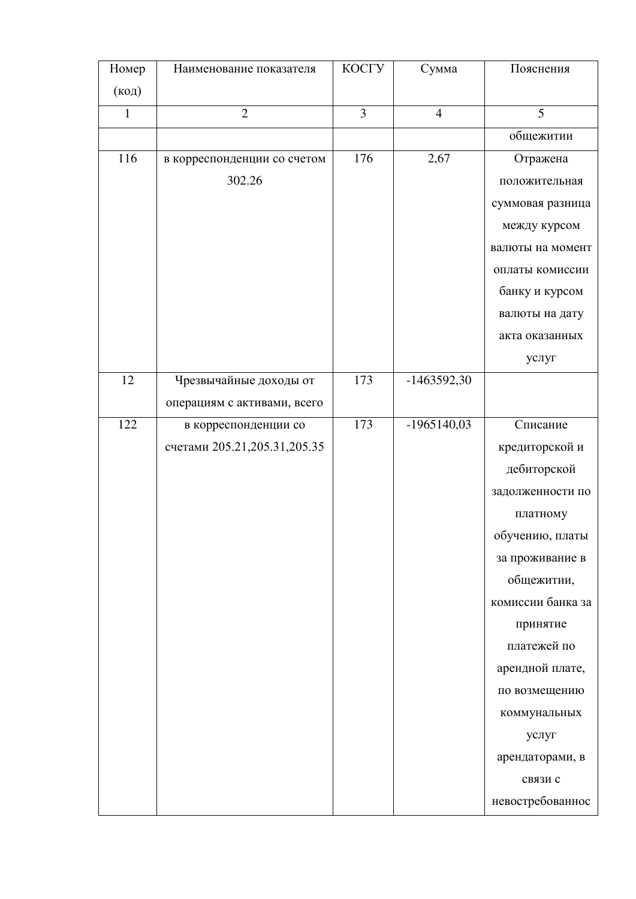| Номер (код) | Наименование показателя | КОСГУ | Сумма | Пояснения |
|---|---|---|---|---|
| 1 | 2 | 3 | 4 | 5 |
| | | | | общежитии |
| 116 | в корреспонденции со счетом 302.26 | 176 | 2,67 | Отражена положительная суммовая разница между курсом валюты на момент оплаты комиссии банку и курсом валюты на дату акта оказанных услуг |
| 12 | Чрезвычайные доходы от операциям с активами, всего | 173 | -1463592,30 | |
| 122 | в корреспонденции со счетами 205.21,205.31,205.35 | 173 | -1965140,03 | Списание кредиторской и дебиторской задолженности по платному обучению, платы за проживание в общежитии, комиссии банка за принятие платежей по арендной плате, по возмещению коммунальных услуг арендаторами, в связи с невостребованнос |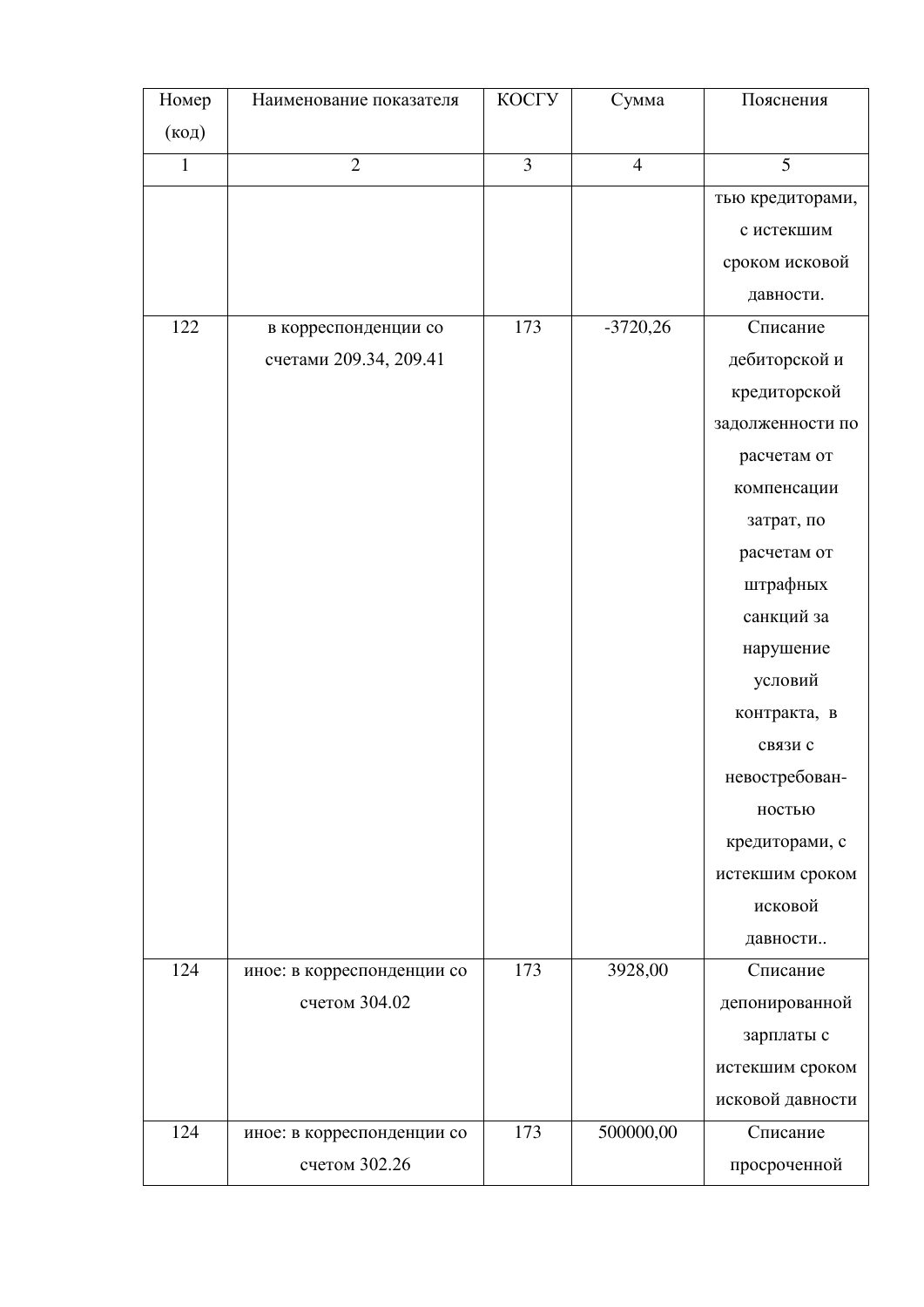| Номер (код) | Наименование показателя | КОСГУ | Сумма | Пояснения |
|---|---|---|---|---|
| 1 | 2 | 3 | 4 | 5 |
| | | | | тью кредиторами, с истекшим сроком исковой давности. |
| 122 | в корреспонденции со счетами 209.34, 209.41 | 173 | -3720,26 | Списание дебиторской и кредиторской задолженности по расчетам от компенсации затрат, по расчетам от штрафных санкций за нарушение условий контракта, в связи с невостребован-ностью кредиторами, с истекшим сроком исковой давности.. |
| 124 | иное: в корреспонденции со счетом 304.02 | 173 | 3928,00 | Списание депонированной зарплаты с истекшим сроком исковой давности |
| 124 | иное: в корреспонденции со счетом 302.26 | 173 | 500000,00 | Списание просроченной |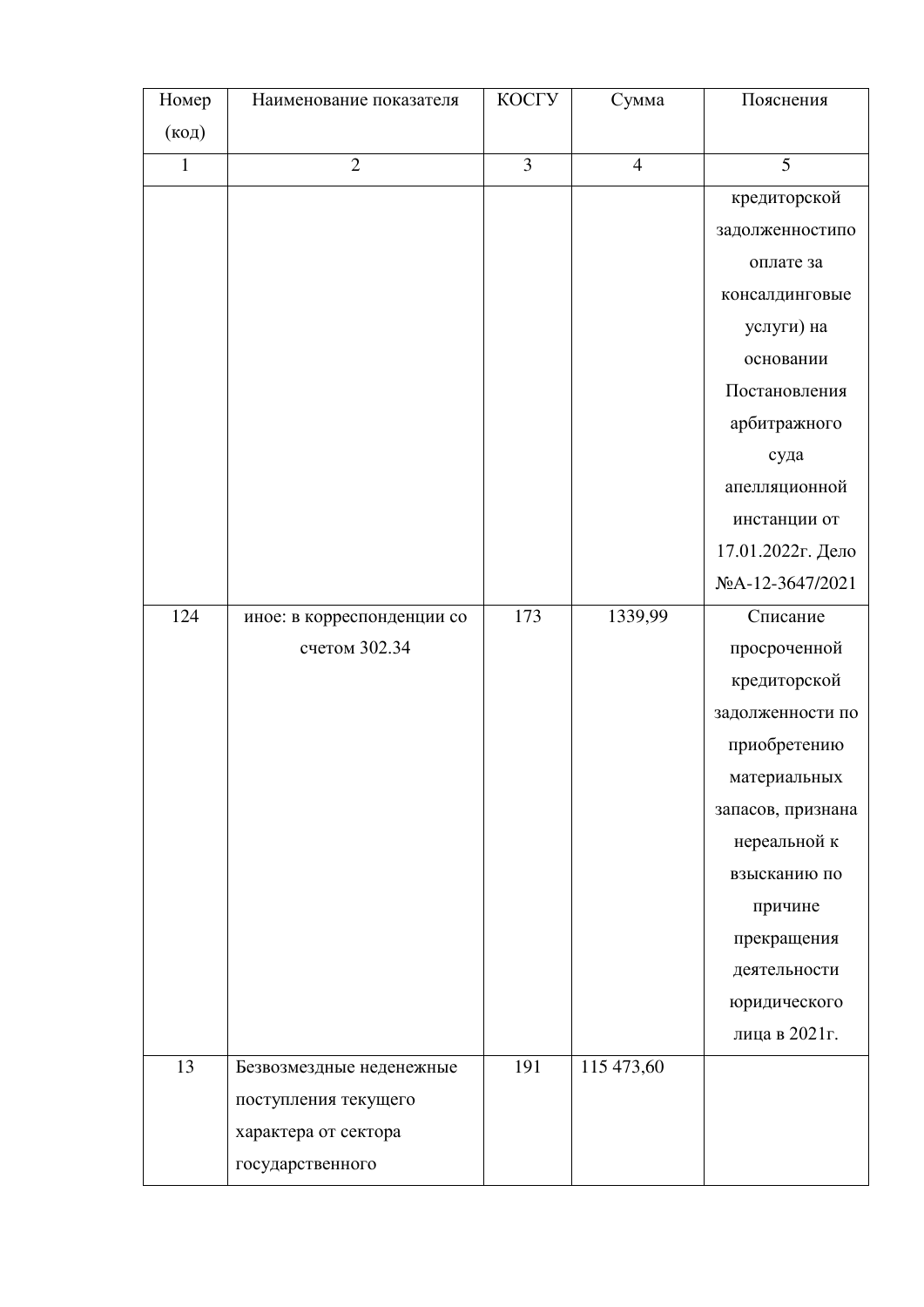| Номер (код) | Наименование показателя | КОСГУ | Сумма | Пояснения |
|---|---|---|---|---|
| 1 | 2 | 3 | 4 | 5 |
| | | | | кредиторской задолженностипо оплате за консалдинговые услуги) на основании Постановления арбитражного суда апелляционной инстанции от 17.01.2022г. Дело №А-12-3647/2021 |
| 124 | иное: в корреспонденции со счетом 302.34 | 173 | 1339,99 | Списание просроченной кредиторской задолженности по приобретению материальных запасов, признана нереальной к взысканию по причине прекращения деятельности юридического лица в 2021г. |
| 13 | Безвозмездные неденежные поступления текущего характера от сектора государственного | 191 | 115 473,60 | |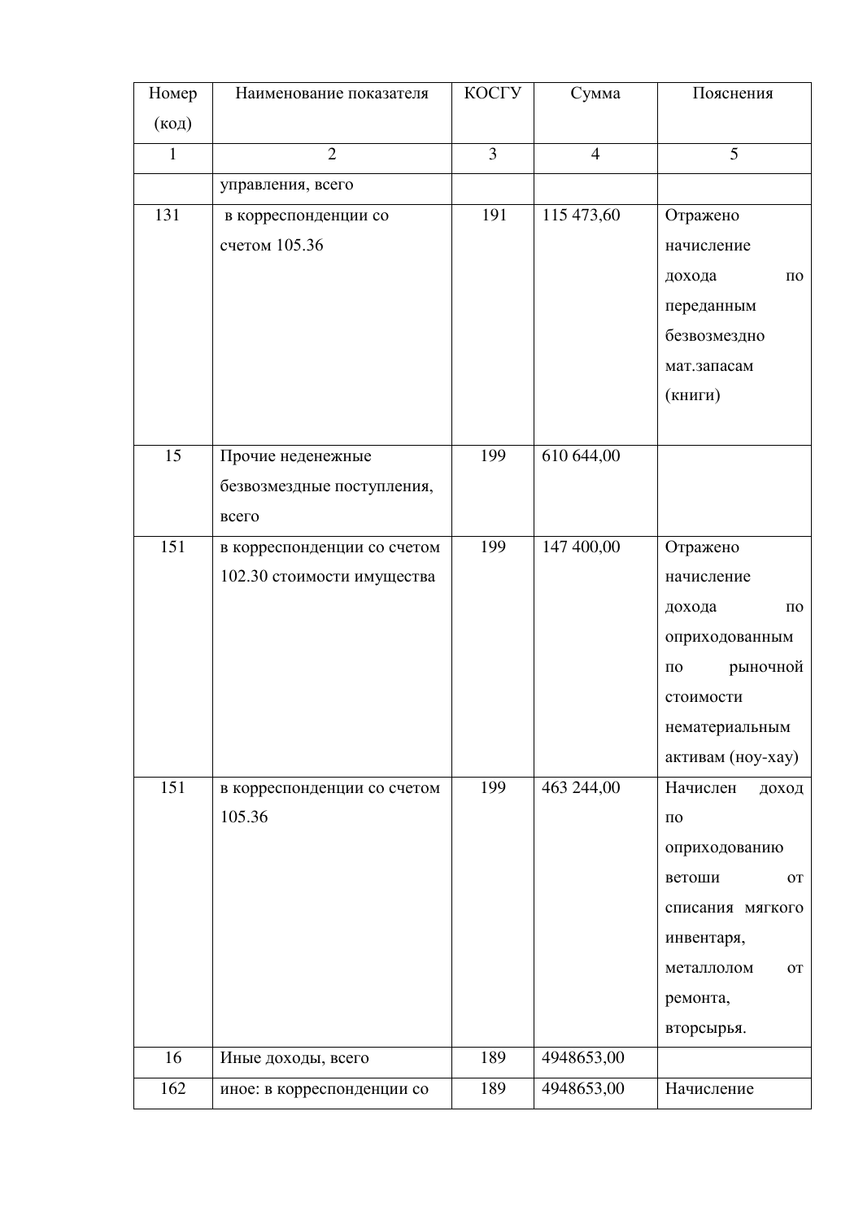| Номер (код) | Наименование показателя | КОСГУ | Сумма | Пояснения |
|---|---|---|---|---|
| 1 | 2 | 3 | 4 | 5 |
| | управления, всего | | | |
| 131 | в корреспонденции со счетом 105.36 | 191 | 115 473,60 | Отражено начисление дохода по переданным безвозмездно мат.запасам (книги) |
| 15 | Прочие неденежные безвозмездные поступления, всего | 199 | 610 644,00 | |
| 151 | в корреспонденции со счетом 102.30 стоимости имущества | 199 | 147 400,00 | Отражено начисление дохода по оприходованным по рыночной стоимости нематериальным активам (ноу-хау) |
| 151 | в корреспонденции со счетом 105.36 | 199 | 463 244,00 | Начислен доход по оприходованию ветоши от списания мягкого инвентаря, металлолом от ремонта, вторсырья. |
| 16 | Иные доходы, всего | 189 | 4948653,00 | |
| 162 | иное: в корреспонденции со | 189 | 4948653,00 | Начисление |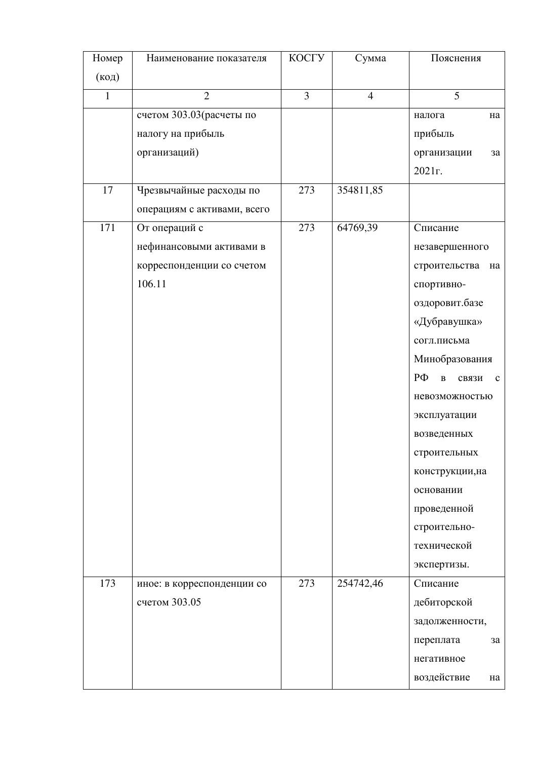| Номер (код) | Наименование показателя | КОСГУ | Сумма | Пояснения |
|---|---|---|---|---|
| 1 | 2 | 3 | 4 | 5 |
| | счетом 303.03(расчеты по налогу на прибыль организаций) | | | налога на прибыль организации за 2021г. |
| 17 | Чрезвычайные расходы по операциям с активами, всего | 273 | 354811,85 | |
| 171 | От операций с нефинансовыми активами в корреспонденции со счетом 106.11 | 273 | 64769,39 | Списание незавершенного строительства на спортивно-оздоровит.базе «Дубравушка» согл.письма Минобразования РФ в связи с невозможностью эксплуатации возведенных строительных конструкции,на основании проведенной строительно-технической экспертизы. |
| 173 | иное: в корреспонденции со счетом 303.05 | 273 | 254742,46 | Списание дебиторской задолженности, переплата за негативное воздействие на |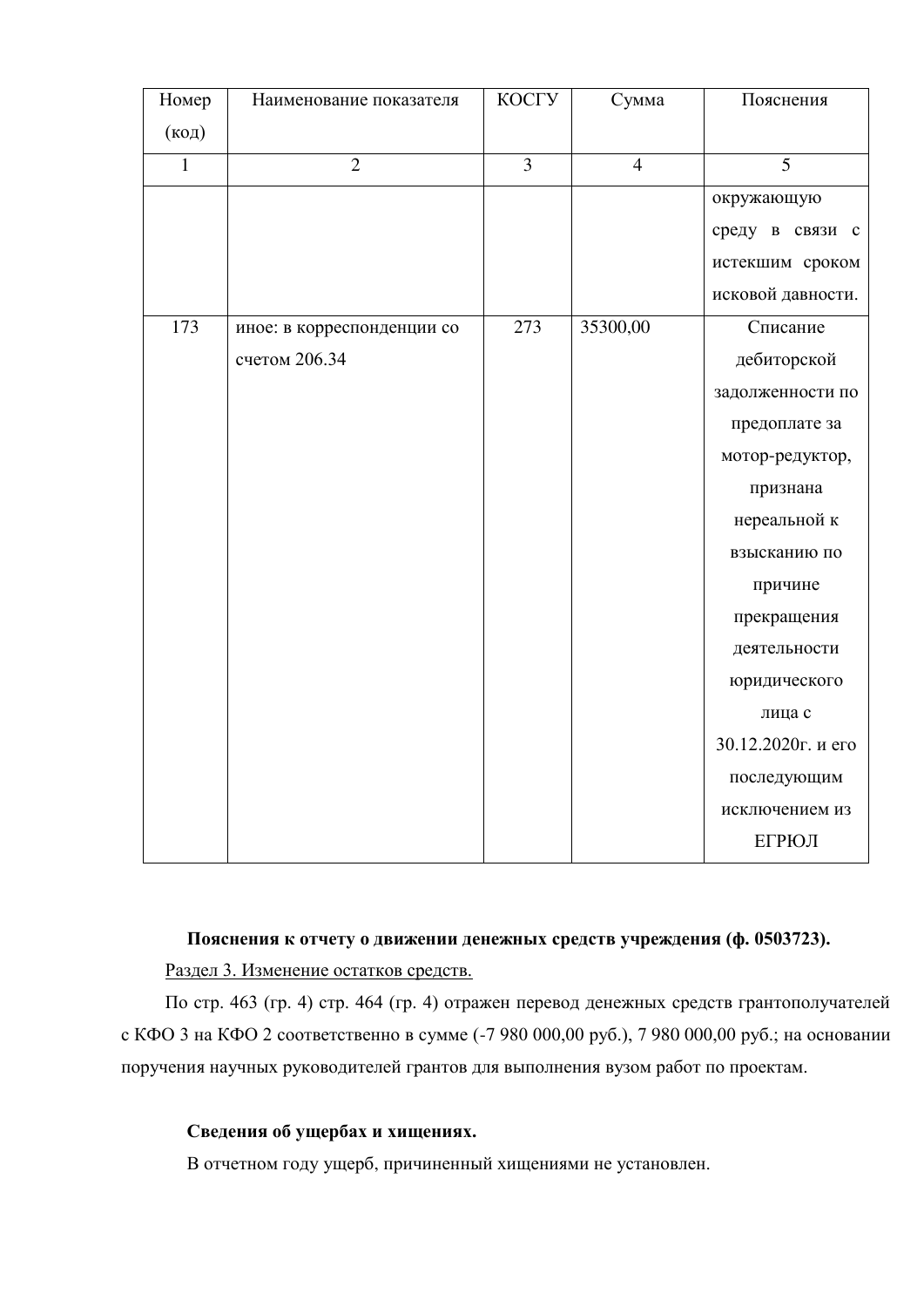| Номер (код) | Наименование показателя | КОСГУ | Сумма | Пояснения |
|---|---|---|---|---|
| 1 | 2 | 3 | 4 | 5 |
| | | | | окружающую среду в связи с истекшим сроком исковой давности. |
| 173 | иное: в корреспонденции со счетом 206.34 | 273 | 35300,00 | Списание дебиторской задолженности по предоплате за мотор-редуктор, признана нереальной к взысканию по причине прекращения деятельности юридического лица с 30.12.2020г. и его последующим исключением из ЕГРЮЛ |

**Пояснения к отчету о движении денежных средств учреждения (ф. 0503723).**

Раздел 3. Изменение остатков средств.

По стр. 463 (гр. 4) стр. 464 (гр. 4) отражен перевод денежных средств грантополучателей с КФО 3 на КФО 2 соответственно в сумме (-7 980 000,00 руб.), 7 980 000,00 руб.; на основании поручения научных руководителей грантов для выполнения вузом работ по проектам.

**Сведения об ущербах и хищениях.**

В отчетном году ущерб, причиненный хищениями не установлен.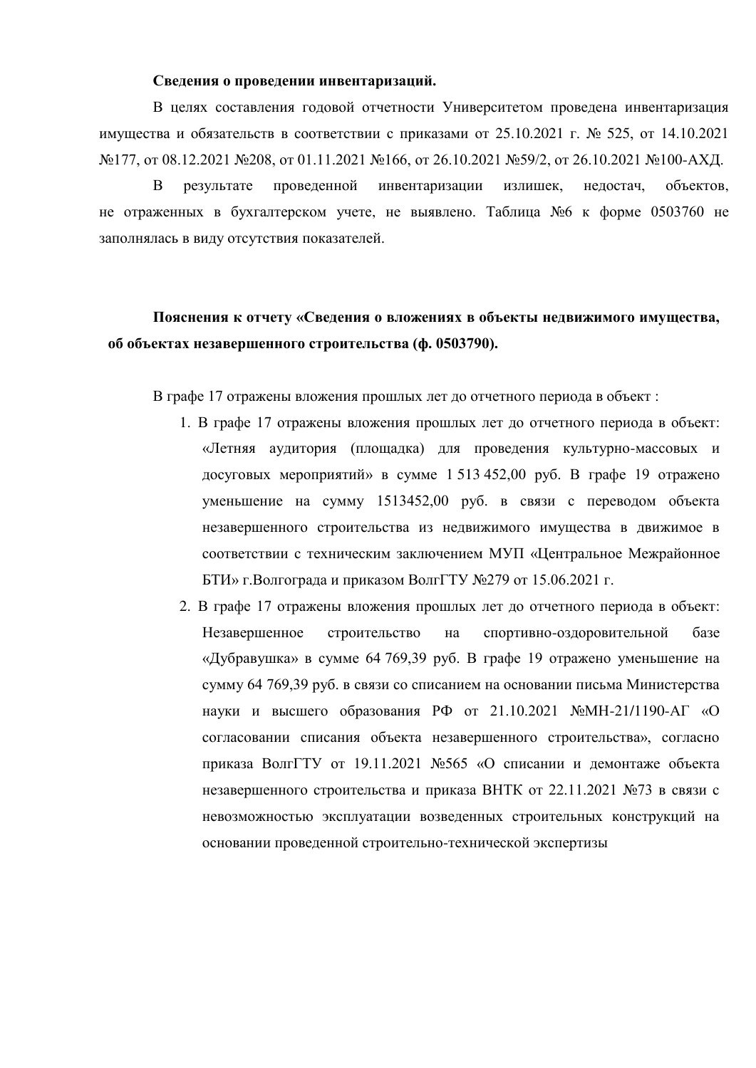**Сведения о проведении инвентаризаций.**

В целях составления годовой отчетности Университетом проведена инвентаризация имущества и обязательств в соответствии с приказами от 25.10.2021 г. № 525, от 14.10.2021 №177, от 08.12.2021 №208, от 01.11.2021 №166, от 26.10.2021 №59/2, от 26.10.2021 №100-АХД.

В результате проведенной инвентаризации излишек, недостач, объектов, не отраженных в бухгалтерском учете, не выявлено. Таблица №6 к форме 0503760 не заполнялась в виду отсутствия показателей.

**Пояснения к отчету «Сведения о вложениях в объекты недвижимого имущества, об объектах незавершенного строительства (ф. 0503790).**

В графе 17 отражены вложения прошлых лет до отчетного периода в объект :

1. В графе 17 отражены вложения прошлых лет до отчетного периода в объект: «Летняя аудитория (площадка) для проведения культурно-массовых и досуговых мероприятий» в сумме 1 513 452,00 руб. В графе 19 отражено уменьшение на сумму 1513452,00 руб. в связи с переводом объекта незавершенного строительства из недвижимого имущества в движимое в соответствии с техническим заключением МУП «Центральное Межрайонное БТИ» г.Волгограда и приказом ВолгГТУ №279 от 15.06.2021 г.
2. В графе 17 отражены вложения прошлых лет до отчетного периода в объект: Незавершенное строительство на спортивно-оздоровительной базе «Дубравушка» в сумме 64 769,39 руб. В графе 19 отражено уменьшение на сумму 64 769,39 руб. в связи со списанием на основании письма Министерства науки и высшего образования РФ от 21.10.2021 №МН-21/1190-АГ «О согласовании списания объекта незавершенного строительства», согласно приказа ВолгГТУ от 19.11.2021 №565 «О списании и демонтаже объекта незавершенного строительства и приказа ВНТК от 22.11.2021 №73 в связи с невозможностью эксплуатации возведенных строительных конструкций на основании проведенной строительно-технической экспертизы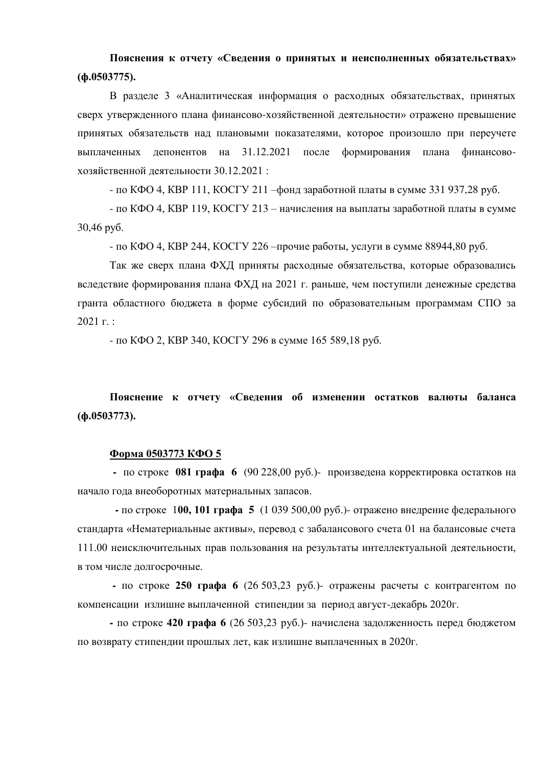**Пояснения к отчету «Сведения о принятых и неисполненных обязательствах» (ф.0503775).**

В разделе 3 «Аналитическая информация о расходных обязательствах, принятых сверх утвержденного плана финансово-хозяйственной деятельности» отражено превышение принятых обязательств над плановыми показателями, которое произошло при переучете выплаченных депонентов на 31.12.2021 после формирования плана финансово-хозяйственной деятельности 30.12.2021 :

- по КФО 4, КВР 111, КОСГУ 211 –фонд заработной платы в сумме 331 937,28 руб.

- по КФО 4, КВР 119, КОСГУ 213 – начисления на выплаты заработной платы в сумме 30,46 руб.

- по КФО 4, КВР 244, КОСГУ 226 –прочие работы, услуги в сумме 88944,80 руб.

Так же сверх плана ФХД приняты расходные обязательства, которые образовались вследствие формирования плана ФХД на 2021 г. раньше, чем поступили денежные средства гранта областного бюджета в форме субсидий по образовательным программам СПО за 2021 г. :

- по КФО 2, КВР 340, КОСГУ 296 в сумме 165 589,18 руб.

**Пояснение к отчету «Сведения об изменении остатков валюты баланса (ф.0503773).**

**Форма 0503773 КФО 5**

**-** по строке **081 графа 6** (90 228,00 руб.)- произведена корректировка остатков на начало года внеоборотных материальных запасов.

**-** по строке 1**00, 101 графа 5** (1 039 500,00 руб.)- отражено внедрение федерального стандарта «Нематериальные активы», перевод с забалансового счета 01 на балансовые счета 111.00 неисключительных прав пользования на результаты интеллектуальной деятельности, в том числе долгосрочные.

**-** по строке **250 графа 6** (26 503,23 руб.)- отражены расчеты с контрагентом по компенсации излишне выплаченной стипендии за период август-декабрь 2020г.

**-** по строке **420 графа 6** (26 503,23 руб.)- начислена задолженность перед бюджетом по возврату стипендии прошлых лет, как излишне выплаченных в 2020г.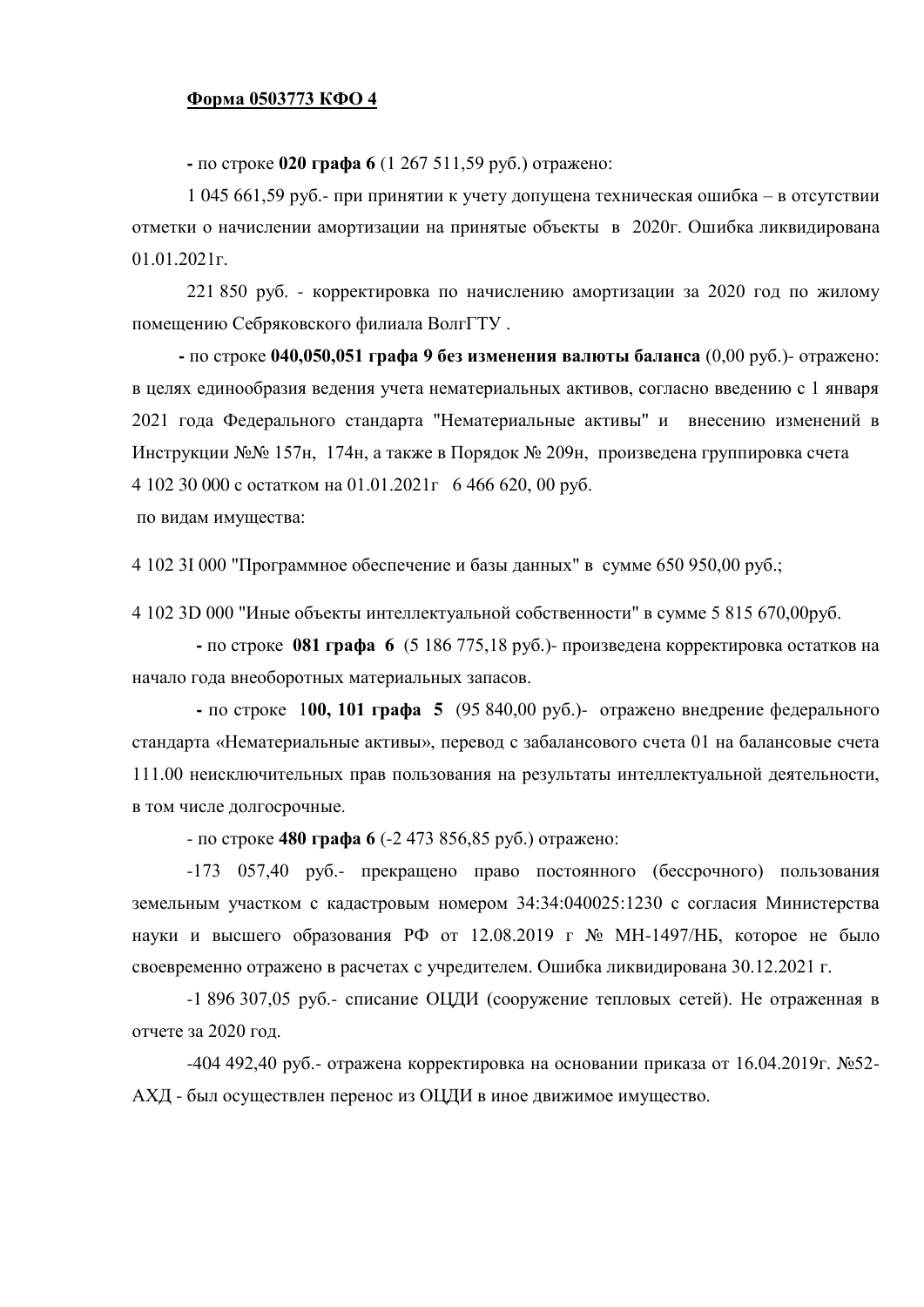**Форма 0503773 КФО 4**

**-** по строке **020 графа 6** (1 267 511,59 руб.) отражено:

1 045 661,59 руб.- при принятии к учету допущена техническая ошибка – в отсутствии отметки о начислении амортизации на принятые объекты в 2020г. Ошибка ликвидирована 01.01.2021г.

221 850 руб. - корректировка по начислению амортизации за 2020 год по жилому помещению Себряковского филиала ВолгГТУ .

**-** по строке **040,050,051 графа 9 без изменения валюты баланса** (0,00 руб.)- отражено: в целях единообразия ведения учета нематериальных активов, согласно введению с 1 января 2021 года Федерального стандарта "Нематериальные активы" и внесению изменений в Инструкции №№ 157н, 174н, а также в Порядок № 209н, произведена группировка счета 4 102 30 000 с остатком на 01.01.2021г 6 466 620, 00 руб.

по видам имущества:

4 102 3I 000 "Программное обеспечение и базы данных" в сумме 650 950,00 руб.;

4 102 3D 000 "Иные объекты интеллектуальной собственности" в сумме 5 815 670,00руб.

**-** по строке **081 графа 6** (5 186 775,18 руб.)- произведена корректировка остатков на начало года внеоборотных материальных запасов.

**-** по строке 1**00, 101 графа 5** (95 840,00 руб.)- отражено внедрение федерального стандарта «Нематериальные активы», перевод с забалансового счета 01 на балансовые счета 111.00 неисключительных прав пользования на результаты интеллектуальной деятельности, в том числе долгосрочные.

- по строке **480 графа 6** (-2 473 856,85 руб.) отражено:

-173 057,40 руб.- прекращено право постоянного (бессрочного) пользования земельным участком с кадастровым номером 34:34:040025:1230 с согласия Министерства науки и высшего образования РФ от 12.08.2019 г № МН-1497/НБ, которое не было своевременно отражено в расчетах с учредителем. Ошибка ликвидирована 30.12.2021 г.

-1 896 307,05 руб.- списание ОЦДИ (сооружение тепловых сетей). Не отраженная в отчете за 2020 год.

-404 492,40 руб.- отражена корректировка на основании приказа от 16.04.2019г. №52-АХД - был осуществлен перенос из ОЦДИ в иное движимое имущество.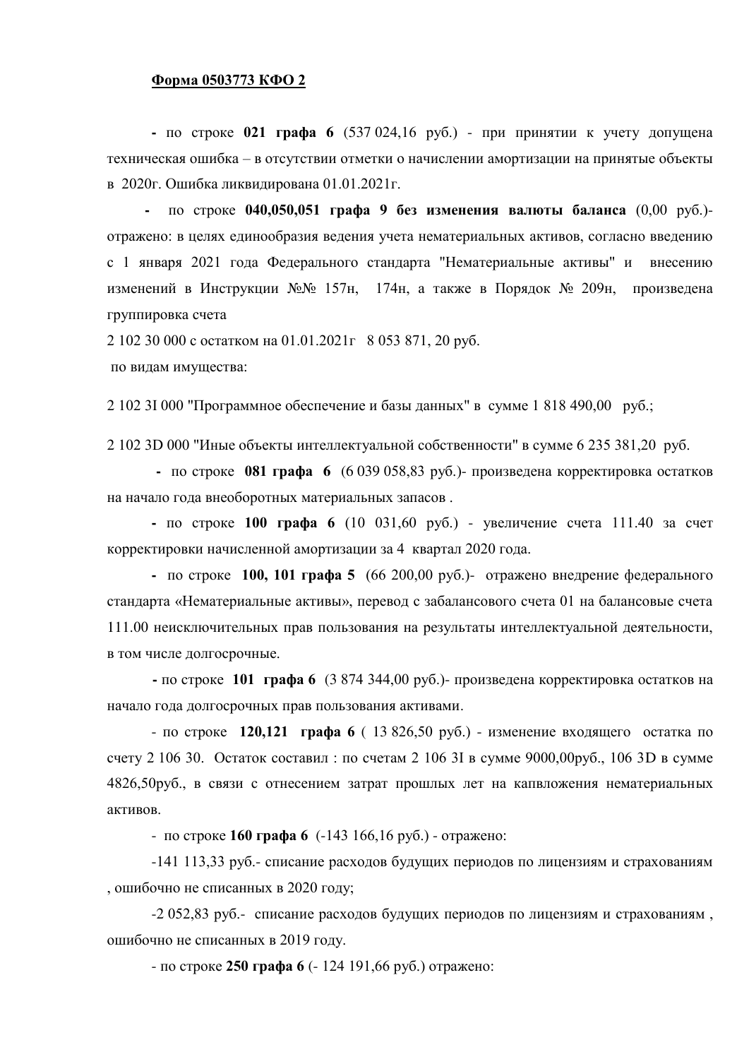**Форма 0503773 КФО 2**

**-** по строке **021 графа 6** (537 024,16 руб.) - при принятии к учету допущена техническая ошибка – в отсутствии отметки о начислении амортизации на принятые объекты в 2020г. Ошибка ликвидирована 01.01.2021г.

**-** по строке **040,050,051 графа 9 без изменения валюты баланса** (0,00 руб.)- отражено: в целях единообразия ведения учета нематериальных активов, согласно введению с 1 января 2021 года Федерального стандарта "Нематериальные активы" и внесению изменений в Инструкции №№ 157н, 174н, а также в Порядок № 209н, произведена группировка счета

2 102 30 000 с остатком на 01.01.2021г 8 053 871, 20 руб.

по видам имущества:

2 102 3I 000 "Программное обеспечение и базы данных" в сумме 1 818 490,00 руб.;

2 102 3D 000 "Иные объекты интеллектуальной собственности" в сумме 6 235 381,20 руб.

**-** по строке **081 графа 6** (6 039 058,83 руб.)- произведена корректировка остатков на начало года внеоборотных материальных запасов .

**-** по строке **100 графа 6** (10 031,60 руб.) - увеличение счета 111.40 за счет корректировки начисленной амортизации за 4 квартал 2020 года.

**-** по строке **100, 101 графа 5** (66 200,00 руб.)- отражено внедрение федерального стандарта «Нематериальные активы», перевод с забалансового счета 01 на балансовые счета 111.00 неисключительных прав пользования на результаты интеллектуальной деятельности, в том числе долгосрочные.

**-** по строке **101 графа 6** (3 874 344,00 руб.)- произведена корректировка остатков на начало года долгосрочных прав пользования активами.

- по строке **120,121 графа 6** ( 13 826,50 руб.) - изменение входящего остатка по счету 2 106 30. Остаток составил : по счетам 2 106 3I в сумме 9000,00руб., 106 3D в сумме 4826,50руб., в связи с отнесением затрат прошлых лет на капвложения нематериальных активов.

- по строке **160 графа 6** (-143 166,16 руб.) - отражено:

-141 113,33 руб.- списание расходов будущих периодов по лицензиям и страхованиям , ошибочно не списанных в 2020 году;

-2 052,83 руб.- списание расходов будущих периодов по лицензиям и страхованиям , ошибочно не списанных в 2019 году.

- по строке **250 графа 6** (- 124 191,66 руб.) отражено: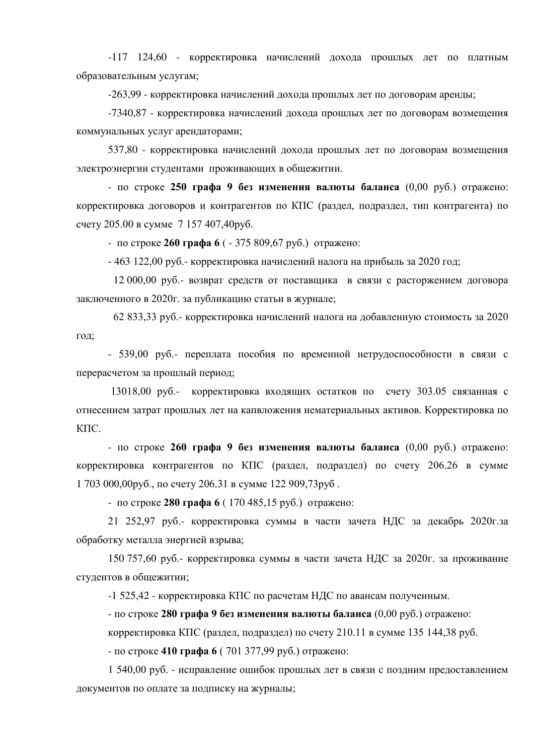-117 124,60 - корректировка начислений дохода прошлых лет по платным образовательным услугам;

-263,99 - корректировка начислений дохода прошлых лет по договорам аренды;

-7340,87 - корректировка начислений дохода прошлых лет по договорам возмещения коммунальных услуг арендаторами;

537,80 - корректировка начислений дохода прошлых лет по договорам возмещения электроэнергии студентами проживающих в общежитии.

- по строке **250 графа 9 без изменения валюты баланса** (0,00 руб.) отражено: корректировка договоров и контрагентов по КПС (раздел, подраздел, тип контрагента) по счету 205.00 в сумме 7 157 407,40руб.

- по строке **260 графа 6** ( - 375 809,67 руб.) отражено:

- 463 122,00 руб.- корректировка начислений налога на прибыль за 2020 год;

12 000,00 руб.- возврат средств от поставщика в связи с расторжением договора заключенного в 2020г. за публикацию статьи в журнале;

62 833,33 руб.- корректировка начислений налога на добавленную стоимость за 2020 год;

- 539,00 руб.- переплата пособия по временной нетрудоспособности в связи с перерасчетом за прошлый период;

13018,00 руб.- корректировка входящих остатков по счету 303.05 связанная с отнесением затрат прошлых лет на капвложения нематериальных активов. Корректировка по КПС.

- по строке **260 графа 9 без изменения валюты баланса** (0,00 руб.) отражено: корректировка контрагентов по КПС (раздел, подраздел) по счету 206.26 в сумме 1 703 000,00руб., по счету 206.31 в сумме 122 909,73руб .

- по строке **280 графа 6** ( 170 485,15 руб.) отражено:

21 252,97 руб.- корректировка суммы в части зачета НДС за декабрь 2020г.за обработку металла энергией взрыва;

150 757,60 руб.- корректировка суммы в части зачета НДС за 2020г. за проживание студентов в общежитии;

-1 525,42 - корректировка КПС по расчетам НДС по авансам полученным.

- по строке **280 графа 9 без изменения валюты баланса** (0,00 руб.) отражено:

корректировка КПС (раздел, подраздел) по счету 210.11 в сумме 135 144,38 руб.

- по строке **410 графа 6** ( 701 377,99 руб.) отражено:

1 540,00 руб. - исправление ошибок прошлых лет в связи с поздним предоставлением документов по оплате за подписку на журналы;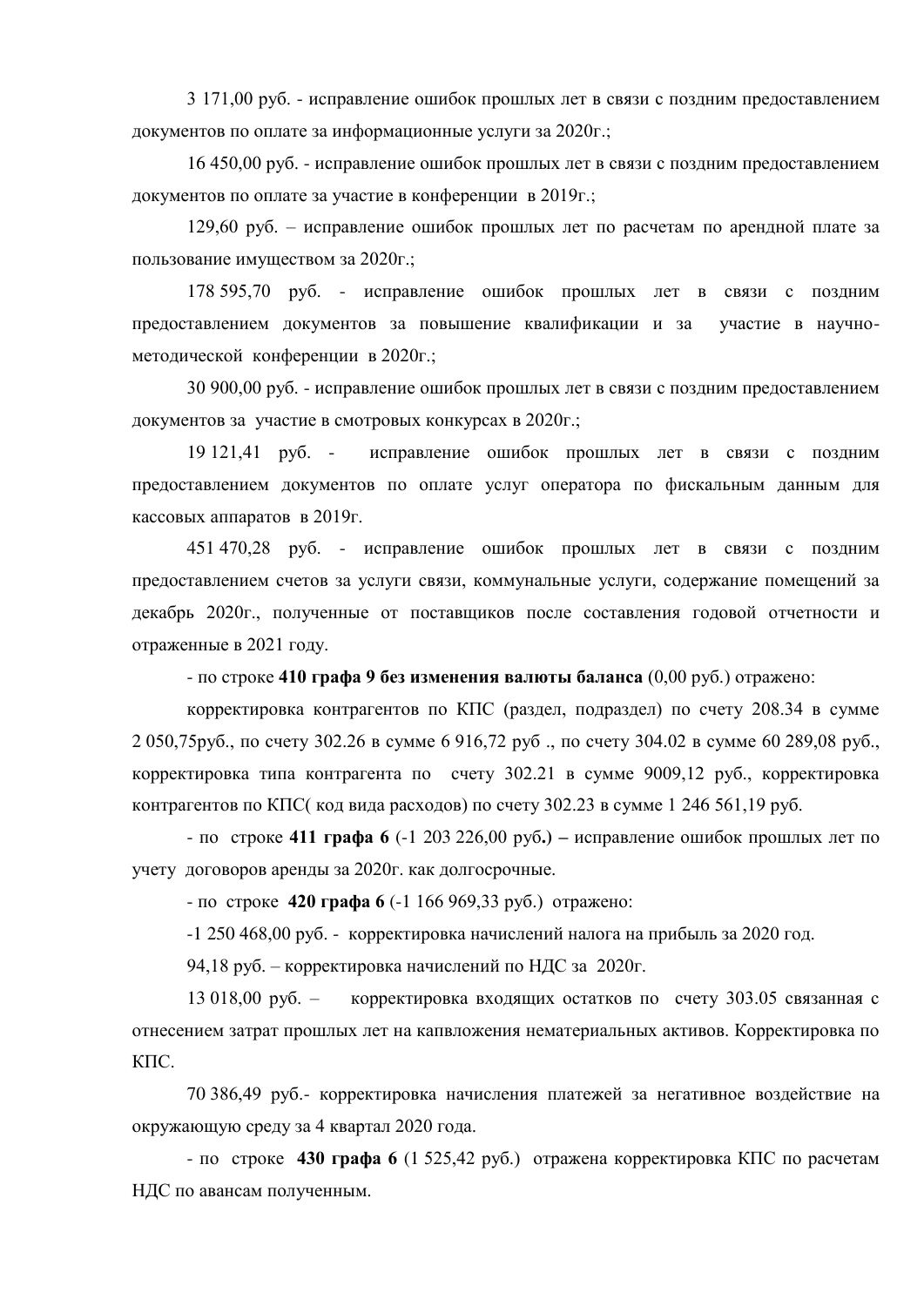3 171,00 руб. - исправление ошибок прошлых лет в связи с поздним предоставлением документов по оплате за информационные услуги за 2020г.;

16 450,00 руб. - исправление ошибок прошлых лет в связи с поздним предоставлением документов по оплате за участие в конференции в 2019г.;

129,60 руб. – исправление ошибок прошлых лет по расчетам по арендной плате за пользование имуществом за 2020г.;

178 595,70 руб. - исправление ошибок прошлых лет в связи с поздним предоставлением документов за повышение квалификации и за участие в научно-методической конференции в 2020г.;

30 900,00 руб. - исправление ошибок прошлых лет в связи с поздним предоставлением документов за участие в смотровых конкурсах в 2020г.;

19 121,41 руб. - исправление ошибок прошлых лет в связи с поздним предоставлением документов по оплате услуг оператора по фискальным данным для кассовых аппаратов в 2019г.

451 470,28 руб. - исправление ошибок прошлых лет в связи с поздним предоставлением счетов за услуги связи, коммунальные услуги, содержание помещений за декабрь 2020г., полученные от поставщиков после составления годовой отчетности и отраженные в 2021 году.

- по строке **410 графа 9 без изменения валюты баланса** (0,00 руб.) отражено:

корректировка контрагентов по КПС (раздел, подраздел) по счету 208.34 в сумме 2 050,75руб., по счету 302.26 в сумме 6 916,72 руб ., по счету 304.02 в сумме 60 289,08 руб., корректировка типа контрагента по счету 302.21 в сумме 9009,12 руб., корректировка контрагентов по КПС( код вида расходов) по счету 302.23 в сумме 1 246 561,19 руб.

- по строке **411 графа 6** (-1 203 226,00 руб**.) –** исправление ошибок прошлых лет по учету договоров аренды за 2020г. как долгосрочные.

- по строке **420 графа 6** (-1 166 969,33 руб.) отражено:

-1 250 468,00 руб. - корректировка начислений налога на прибыль за 2020 год.

94,18 руб. – корректировка начислений по НДС за 2020г.

13 018,00 руб. – корректировка входящих остатков по счету 303.05 связанная с отнесением затрат прошлых лет на капвложения нематериальных активов. Корректировка по КПС.

70 386,49 руб.- корректировка начисления платежей за негативное воздействие на окружающую среду за 4 квартал 2020 года.

- по строке **430 графа 6** (1 525,42 руб.) отражена корректировка КПС по расчетам НДС по авансам полученным.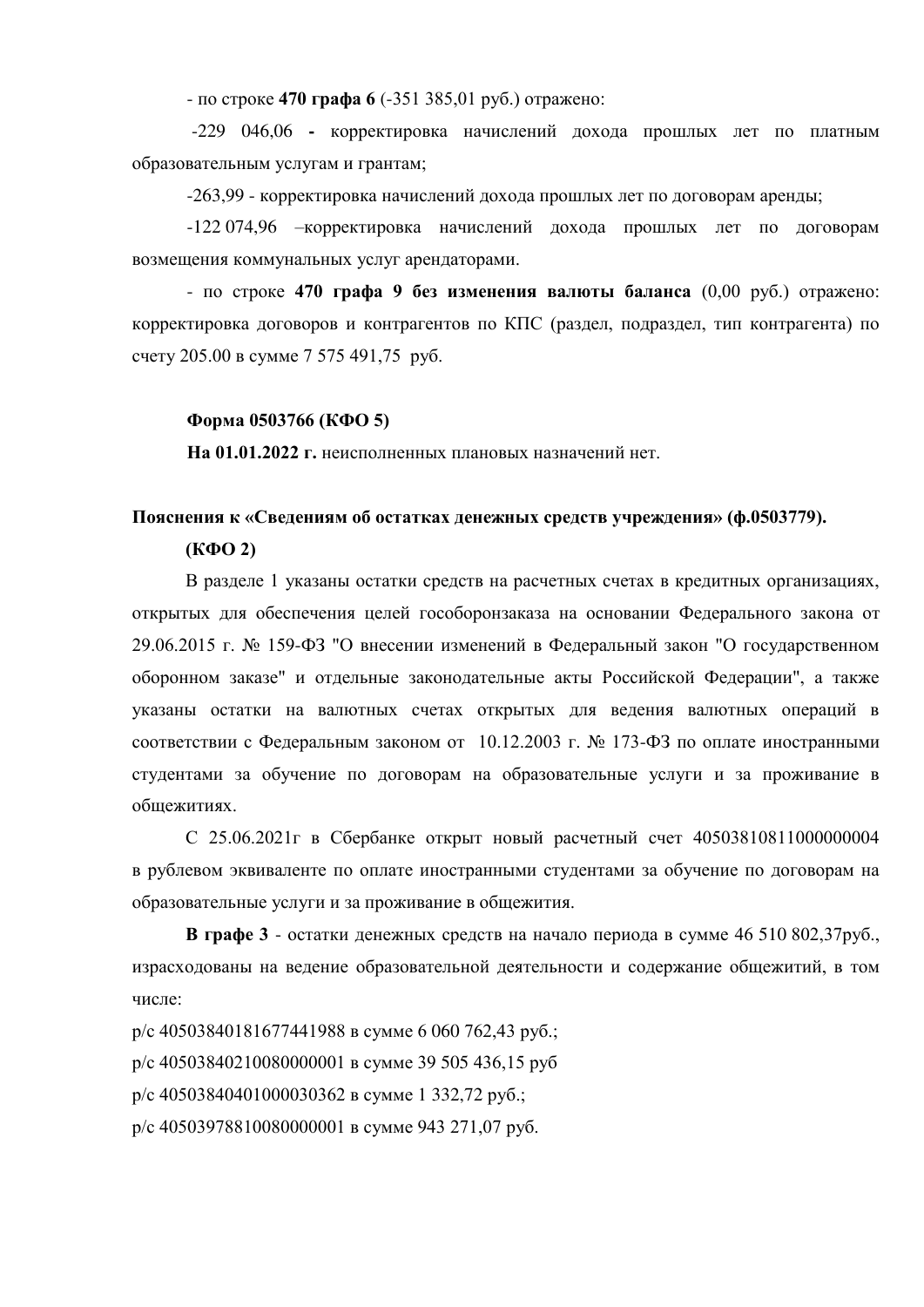- по строке **470 графа 6** (-351 385,01 руб.) отражено:

-229 046,06 **-** корректировка начислений дохода прошлых лет по платным образовательным услугам и грантам;

-263,99 - корректировка начислений дохода прошлых лет по договорам аренды;

-122 074,96 –корректировка начислений дохода прошлых лет по договорам возмещения коммунальных услуг арендаторами.

- по строке **470 графа 9 без изменения валюты баланса** (0,00 руб.) отражено: корректировка договоров и контрагентов по КПС (раздел, подраздел, тип контрагента) по счету 205.00 в сумме 7 575 491,75 руб.

**Форма 0503766 (КФО 5)**

**На 01.01.2022 г.** неисполненных плановых назначений нет.

**Пояснения к «Сведениям об остатках денежных средств учреждения» (ф.0503779). (КФО 2)**

В разделе 1 указаны остатки средств на расчетных счетах в кредитных организациях, открытых для обеспечения целей гособоронзаказа на основании Федерального закона от 29.06.2015 г. № 159-ФЗ "О внесении изменений в Федеральный закон "О государственном оборонном заказе" и отдельные законодательные акты Российской Федерации", а также указаны остатки на валютных счетах открытых для ведения валютных операций в соответствии с Федеральным законом от 10.12.2003 г. № 173-ФЗ по оплате иностранными студентами за обучение по договорам на образовательные услуги и за проживание в общежитиях.

С 25.06.2021г в Сбербанке открыт новый расчетный счет 40503810811000000004 в рублевом эквиваленте по оплате иностранными студентами за обучение по договорам на образовательные услуги и за проживание в общежития.

**В графе 3** - остатки денежных средств на начало периода в сумме 46 510 802,37руб., израсходованы на ведение образовательной деятельности и содержание общежитий, в том числе:

р/с 40503840181677441988 в сумме 6 060 762,43 руб.;

р/с 40503840210080000001 в сумме 39 505 436,15 руб

р/с 40503840401000030362 в сумме 1 332,72 руб.;

р/с 40503978810080000001 в сумме 943 271,07 руб.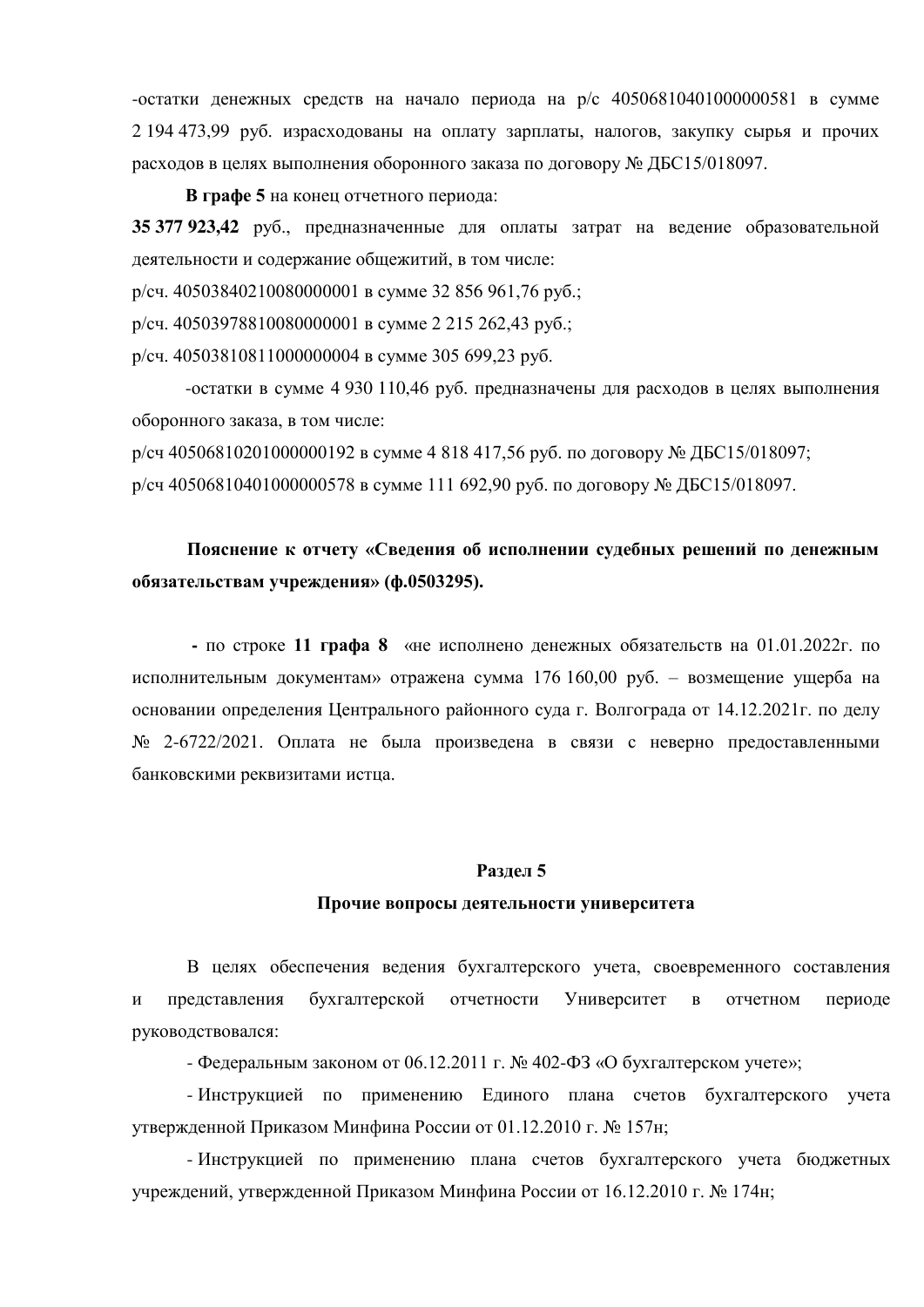-остатки денежных средств на начало периода на р/с 40506810401000000581 в сумме 2 194 473,99 руб. израсходованы на оплату зарплаты, налогов, закупку сырья и прочих расходов в целях выполнения оборонного заказа по договору № ДБС15/018097.

**В графе 5** на конец отчетного периода:

**35 377 923,42** руб., предназначенные для оплаты затрат на ведение образовательной деятельности и содержание общежитий, в том числе:

р/сч. 40503840210080000001 в сумме 32 856 961,76 руб.;

р/сч. 40503978810080000001 в сумме 2 215 262,43 руб.;

р/сч. 40503810811000000004 в сумме 305 699,23 руб.

-остатки в сумме 4 930 110,46 руб. предназначены для расходов в целях выполнения оборонного заказа, в том числе:

р/сч 40506810201000000192 в сумме 4 818 417,56 руб. по договору № ДБС15/018097;

р/сч 40506810401000000578 в сумме 111 692,90 руб. по договору № ДБС15/018097.

**Пояснение к отчету «Сведения об исполнении судебных решений по денежным обязательствам учреждения» (ф.0503295).**

**-** по строке **11 графа 8** «не исполнено денежных обязательств на 01.01.2022г. по исполнительным документам» отражена сумма 176 160,00 руб. – возмещение ущерба на основании определения Центрального районного суда г. Волгограда от 14.12.2021г. по делу № 2-6722/2021. Оплата не была произведена в связи с неверно предоставленными банковскими реквизитами истца.

## Раздел 5

## Прочие вопросы деятельности университета

В целях обеспечения ведения бухгалтерского учета, своевременного составления и представления бухгалтерской отчетности Университет в отчетном периоде руководствовался:

- Федеральным законом от 06.12.2011 г. № 402-ФЗ «О бухгалтерском учете»;

- Инструкцией по применению Единого плана счетов бухгалтерского учета утвержденной Приказом Минфина России от 01.12.2010 г. № 157н;

- Инструкцией по применению плана счетов бухгалтерского учета бюджетных учреждений, утвержденной Приказом Минфина России от 16.12.2010 г. № 174н;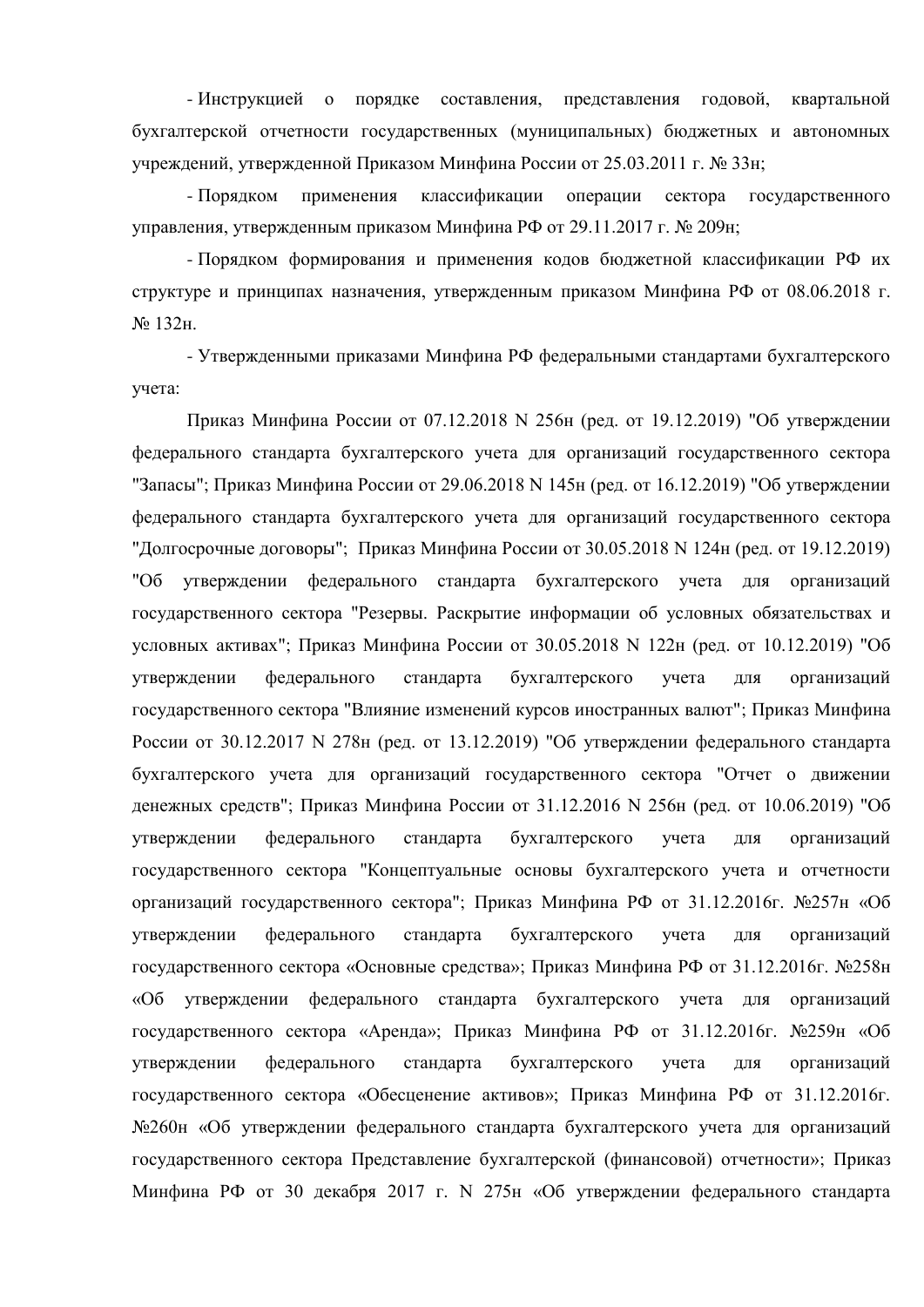- Инструкцией о порядке составления, представления годовой, квартальной бухгалтерской отчетности государственных (муниципальных) бюджетных и автономных учреждений, утвержденной Приказом Минфина России от 25.03.2011 г. № 33н;

- Порядком применения классификации операции сектора государственного управления, утвержденным приказом Минфина РФ от 29.11.2017 г. № 209н;

- Порядком формирования и применения кодов бюджетной классификации РФ их структуре и принципах назначения, утвержденным приказом Минфина РФ от 08.06.2018 г. № 132н.

- Утвержденными приказами Минфина РФ федеральными стандартами бухгалтерского учета:

Приказ Минфина России от 07.12.2018 N 256н (ред. от 19.12.2019) "Об утверждении федерального стандарта бухгалтерского учета для организаций государственного сектора "Запасы"; Приказ Минфина России от 29.06.2018 N 145н (ред. от 16.12.2019) "Об утверждении федерального стандарта бухгалтерского учета для организаций государственного сектора "Долгосрочные договоры"; Приказ Минфина России от 30.05.2018 N 124н (ред. от 19.12.2019) "Об утверждении федерального стандарта бухгалтерского учета для организаций государственного сектора "Резервы. Раскрытие информации об условных обязательствах и условных активах"; Приказ Минфина России от 30.05.2018 N 122н (ред. от 10.12.2019) "Об утверждении федерального стандарта бухгалтерского учета для организаций государственного сектора "Влияние изменений курсов иностранных валют"; Приказ Минфина России от 30.12.2017 N 278н (ред. от 13.12.2019) "Об утверждении федерального стандарта бухгалтерского учета для организаций государственного сектора "Отчет о движении денежных средств"; Приказ Минфина России от 31.12.2016 N 256н (ред. от 10.06.2019) "Об утверждении федерального стандарта бухгалтерского учета для организаций государственного сектора "Концептуальные основы бухгалтерского учета и отчетности организаций государственного сектора"; Приказ Минфина РФ от 31.12.2016г. №257н «Об утверждении федерального стандарта бухгалтерского учета для организаций государственного сектора «Основные средства»; Приказ Минфина РФ от 31.12.2016г. №258н «Об утверждении федерального стандарта бухгалтерского учета для организаций государственного сектора «Аренда»; Приказ Минфина РФ от 31.12.2016г. №259н «Об утверждении федерального стандарта бухгалтерского учета для организаций государственного сектора «Обесценение активов»; Приказ Минфина РФ от 31.12.2016г. №260н «Об утверждении федерального стандарта бухгалтерского учета для организаций государственного сектора Представление бухгалтерской (финансовой) отчетности»; Приказ Минфина РФ от 30 декабря 2017 г. N 275н «Об утверждении федерального стандарта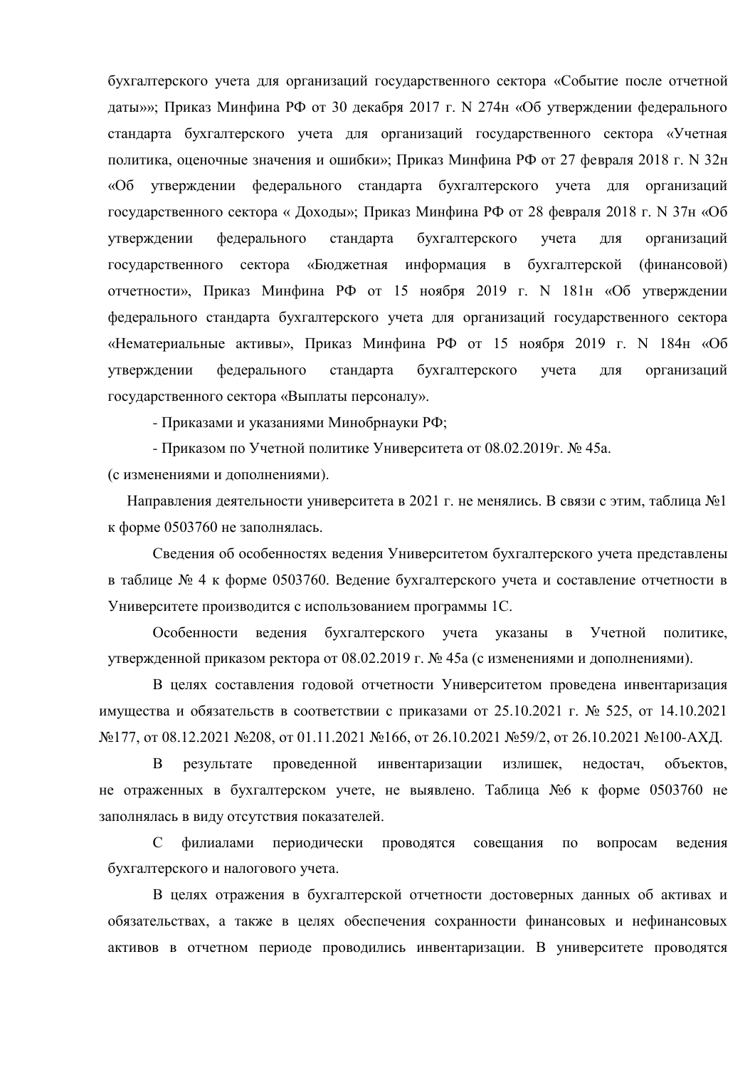бухгалтерского учета для организаций государственного сектора «Событие после отчетной даты»»; Приказ Минфина РФ от 30 декабря 2017 г. N 274н «Об утверждении федерального стандарта бухгалтерского учета для организаций государственного сектора «Учетная политика, оценочные значения и ошибки»; Приказ Минфина РФ от 27 февраля 2018 г. N 32н «Об утверждении федерального стандарта бухгалтерского учета для организаций государственного сектора « Доходы»; Приказ Минфина РФ от 28 февраля 2018 г. N 37н «Об утверждении федерального стандарта бухгалтерского учета для организаций государственного сектора «Бюджетная информация в бухгалтерской (финансовой) отчетности», Приказ Минфина РФ от 15 ноября 2019 г. N 181н «Об утверждении федерального стандарта бухгалтерского учета для организаций государственного сектора «Нематериальные активы», Приказ Минфина РФ от 15 ноября 2019 г. N 184н «Об утверждении федерального стандарта бухгалтерского учета для организаций государственного сектора «Выплаты персоналу».

- Приказами и указаниями Минобрнауки РФ;
- Приказом по Учетной политике Университета от 08.02.2019г. № 45а.

(с изменениями и дополнениями).

Направления деятельности университета в 2021 г. не менялись. В связи с этим, таблица №1 к форме 0503760 не заполнялась.

Сведения об особенностях ведения Университетом бухгалтерского учета представлены в таблице № 4 к форме 0503760. Ведение бухгалтерского учета и составление отчетности в Университете производится с использованием программы 1С.

Особенности ведения бухгалтерского учета указаны в Учетной политике, утвержденной приказом ректора от 08.02.2019 г. № 45а (с изменениями и дополнениями).

В целях составления годовой отчетности Университетом проведена инвентаризация имущества и обязательств в соответствии с приказами от 25.10.2021 г. № 525, от 14.10.2021 №177, от 08.12.2021 №208, от 01.11.2021 №166, от 26.10.2021 №59/2, от 26.10.2021 №100-АХД.

В результате проведенной инвентаризации излишек, недостач, объектов, не отраженных в бухгалтерском учете, не выявлено. Таблица №6 к форме 0503760 не заполнялась в виду отсутствия показателей.

С филиалами периодически проводятся совещания по вопросам ведения бухгалтерского и налогового учета.

В целях отражения в бухгалтерской отчетности достоверных данных об активах и обязательствах, а также в целях обеспечения сохранности финансовых и нефинансовых активов в отчетном периоде проводились инвентаризации. В университете проводятся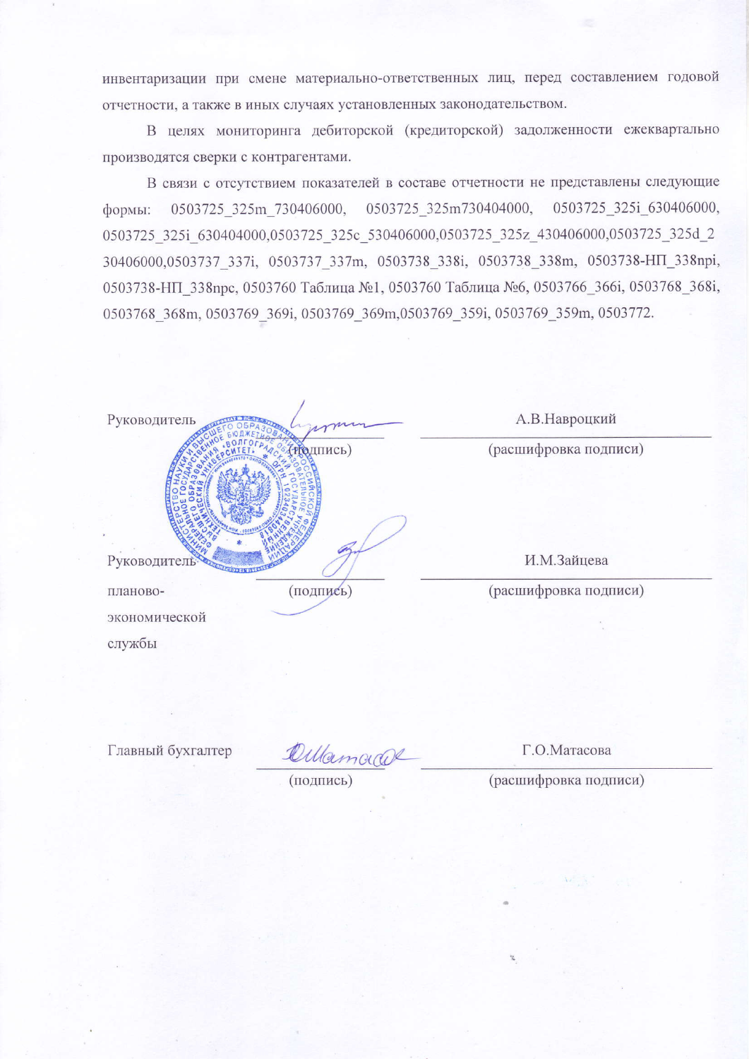инвентаризации при смене материально-ответственных лиц, перед составлением годовой отчетности, а также в иных случаях установленных законодательством.

В целях мониторинга дебиторской (кредиторской) задолженности ежеквартально производятся сверки с контрагентами.

В связи с отсутствием показателей в составе отчетности не представлены следующие формы: 0503725_325m_730406000, 0503725_325m730404000, 0503725_325i_630406000, 0503725_325i_630404000,0503725_325c_530406000,0503725_325z_430406000,0503725_325d_230406000,0503737_337i, 0503737_337m, 0503738_338i, 0503738_338m, 0503738-НП_338npi, 0503738-НП_338npc, 0503760 Таблица №1, 0503760 Таблица №6, 0503766_366i, 0503768_368i, 0503768_368m, 0503769_369i, 0503769_369m,0503769_359i, 0503769_359m, 0503772.

| | | |
|---|---|---|
| Руководитель | (подпись) | А.В.Навроцкий (расшифровка подписи) |
| Руководитель планово-экономической службы | (подпись) | И.М.Зайцева (расшифровка подписи) |
| Главный бухгалтер | (подпись) | Г.О.Матасова (расшифровка подписи) |